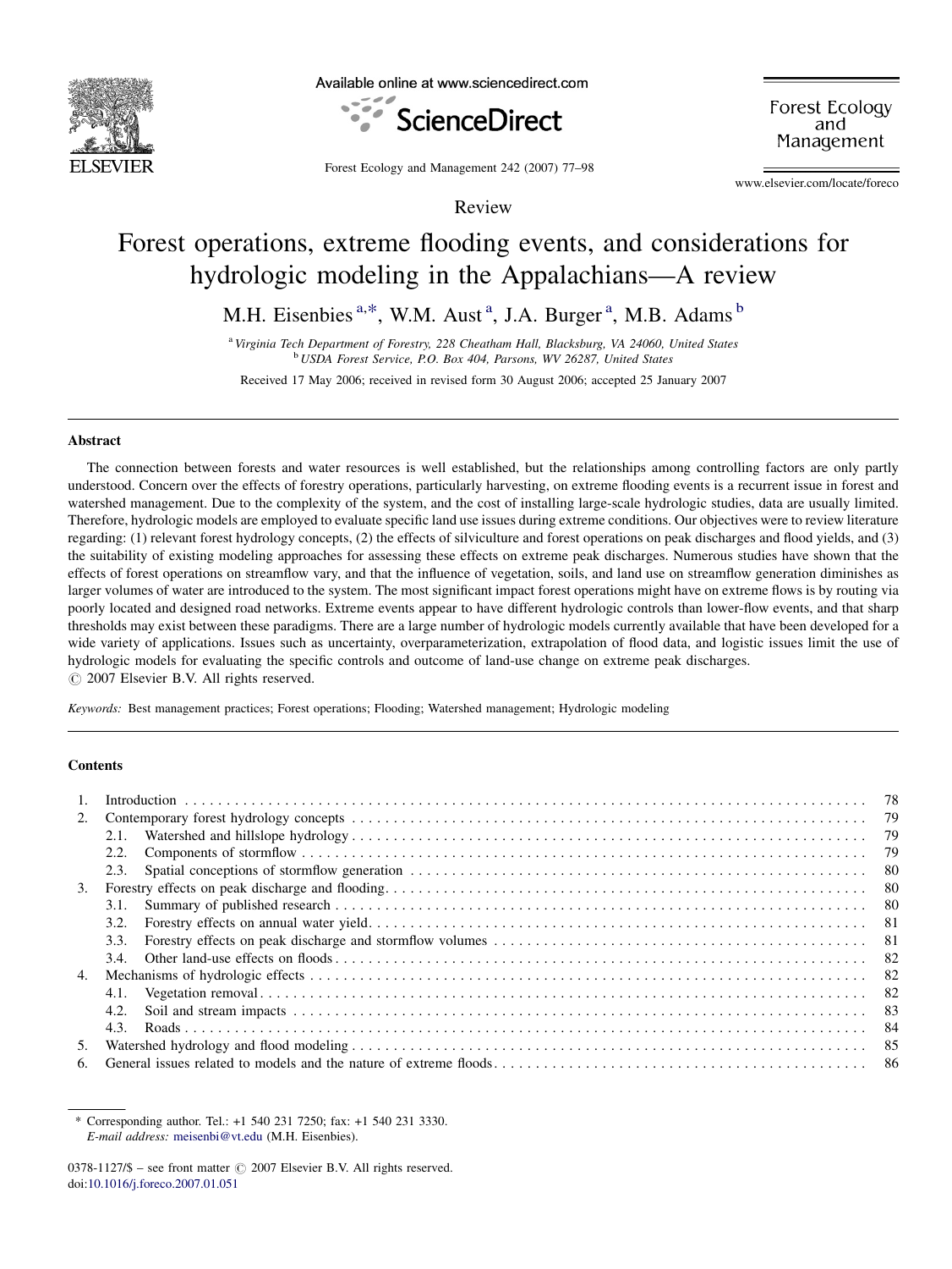Review

# Forest operations, extreme flooding events, and considerations for hydrologic modeling in the Appalachians—A review

M.H. Eisenbies [a,*], W.M. Aust [a], J.A. Burger [a], M.B. Adams [b]

[a] Virginia Tech Department of Forestry, 228 Cheatham Hall, Blacksburg, VA 24060, United States
[b] USDA Forest Service, P.O. Box 404, Parsons, WV 26287, United States

Received 17 May 2006; received in revised form 30 August 2006; accepted 25 January 2007

## Abstract

The connection between forests and water resources is well established, but the relationships among controlling factors are only partly understood. Concern over the effects of forestry operations, particularly harvesting, on extreme flooding events is a recurrent issue in forest and watershed management. Due to the complexity of the system, and the cost of installing large-scale hydrologic studies, data are usually limited. Therefore, hydrologic models are employed to evaluate specific land use issues during extreme conditions. Our objectives were to review literature regarding: (1) relevant forest hydrology concepts, (2) the effects of silviculture and forest operations on peak discharges and flood yields, and (3) the suitability of existing modeling approaches for assessing these effects on extreme peak discharges. Numerous studies have shown that the effects of forest operations on streamflow vary, and that the influence of vegetation, soils, and land use on streamflow generation diminishes as larger volumes of water are introduced to the system. The most significant impact forest operations might have on extreme flows is by routing via poorly located and designed road networks. Extreme events appear to have different hydrologic controls than lower-flow events, and that sharp thresholds may exist between these paradigms. There are a large number of hydrologic models currently available that have been developed for a wide variety of applications. Issues such as uncertainty, overparameterization, extrapolation of flood data, and logistic issues limit the use of hydrologic models for evaluating the specific controls and outcome of land-use change on extreme peak discharges.
© 2007 Elsevier B.V. All rights reserved.

*Keywords:* Best management practices; Forest operations; Flooding; Watershed management; Hydrologic modeling

## Contents

| | | |
|---|---|---|
| 1. | Introduction | 78 |
| 2. | Contemporary forest hydrology concepts | 79 |
| | 2.1. Watershed and hillslope hydrology | 79 |
| | 2.2. Components of stormflow | 79 |
| | 2.3. Spatial conceptions of stormflow generation | 80 |
| 3. | Forestry effects on peak discharge and flooding | 80 |
| | 3.1. Summary of published research | 80 |
| | 3.2. Forestry effects on annual water yield | 81 |
| | 3.3. Forestry effects on peak discharge and stormflow volumes | 81 |
| | 3.4. Other land-use effects on floods | 82 |
| 4. | Mechanisms of hydrologic effects | 82 |
| | 4.1. Vegetation removal | 82 |
| | 4.2. Soil and stream impacts | 83 |
| | 4.3. Roads | 84 |
| 5. | Watershed hydrology and flood modeling | 85 |
| 6. | General issues related to models and the nature of extreme floods | 86 |

\* Corresponding author. Tel.: +1 540 231 7250; fax: +1 540 231 3330.
*E-mail address:* meisenbi@vt.edu (M.H. Eisenbies).

0378-1127/$ – see front matter © 2007 Elsevier B.V. All rights reserved.
doi:10.1016/j.foreco.2007.01.051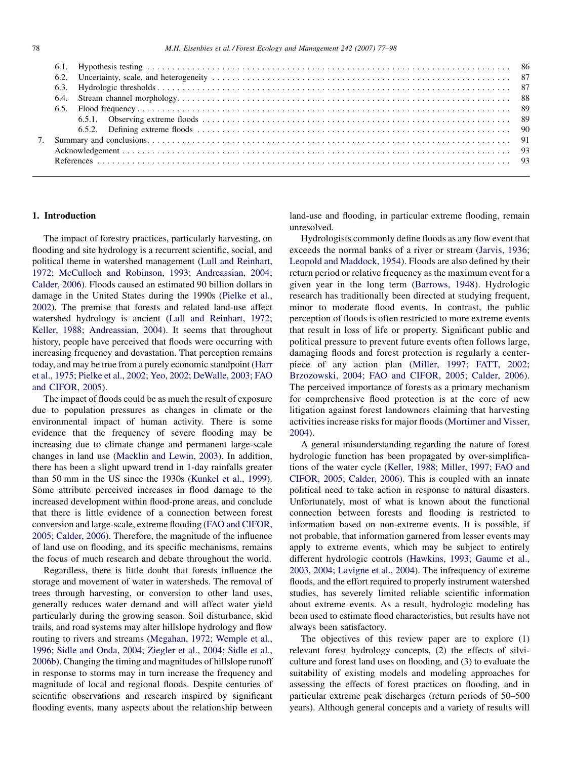6.1. Hypothesis testing . . . 86
6.2. Uncertainty, scale, and heterogeneity . . . 87
6.3. Hydrologic thresholds . . . 87
6.4. Stream channel morphology . . . 88
6.5. Flood frequency . . . 89
6.5.1. Observing extreme floods . . . 89
6.5.2. Defining extreme floods . . . 90
7. Summary and conclusions . . . 91
Acknowledgement . . . 93
References . . . 93

## 1. Introduction

The impact of forestry practices, particularly harvesting, on flooding and site hydrology is a recurrent scientific, social, and political theme in watershed management (Lull and Reinhart, 1972; McCulloch and Robinson, 1993; Andreassian, 2004; Calder, 2006). Floods caused an estimated 90 billion dollars in damage in the United States during the 1990s (Pielke et al., 2002). The premise that forests and related land-use affect watershed hydrology is ancient (Lull and Reinhart, 1972; Keller, 1988; Andreassian, 2004). It seems that throughout history, people have perceived that floods were occurring with increasing frequency and devastation. That perception remains today, and may be true from a purely economic standpoint (Harr et al., 1975; Pielke et al., 2002; Yeo, 2002; DeWalle, 2003; FAO and CIFOR, 2005).

The impact of floods could be as much the result of exposure due to population pressures as changes in climate or the environmental impact of human activity. There is some evidence that the frequency of severe flooding may be increasing due to climate change and permanent large-scale changes in land use (Macklin and Lewin, 2003). In addition, there has been a slight upward trend in 1-day rainfalls greater than 50 mm in the US since the 1930s (Kunkel et al., 1999). Some attribute perceived increases in flood damage to the increased development within flood-prone areas, and conclude that there is little evidence of a connection between forest conversion and large-scale, extreme flooding (FAO and CIFOR, 2005; Calder, 2006). Therefore, the magnitude of the influence of land use on flooding, and its specific mechanisms, remains the focus of much research and debate throughout the world.

Regardless, there is little doubt that forests influence the storage and movement of water in watersheds. The removal of trees through harvesting, or conversion to other land uses, generally reduces water demand and will affect water yield particularly during the growing season. Soil disturbance, skid trails, and road systems may alter hillslope hydrology and flow routing to rivers and streams (Megahan, 1972; Wemple et al., 1996; Sidle and Onda, 2004; Ziegler et al., 2004; Sidle et al., 2006b). Changing the timing and magnitudes of hillslope runoff in response to storms may in turn increase the frequency and magnitude of local and regional floods. Despite centuries of scientific observations and research inspired by significant flooding events, many aspects about the relationship between land-use and flooding, in particular extreme flooding, remain unresolved.

Hydrologists commonly define floods as any flow event that exceeds the normal banks of a river or stream (Jarvis, 1936; Leopold and Maddock, 1954). Floods are also defined by their return period or relative frequency as the maximum event for a given year in the long term (Barrows, 1948). Hydrologic research has traditionally been directed at studying frequent, minor to moderate flood events. In contrast, the public perception of floods is often restricted to more extreme events that result in loss of life or property. Significant public and political pressure to prevent future events often follows large, damaging floods and forest protection is regularly a centerpiece of any action plan (Miller, 1997; FATT, 2002; Brzozowski, 2004; FAO and CIFOR, 2005; Calder, 2006). The perceived importance of forests as a primary mechanism for comprehensive flood protection is at the core of new litigation against forest landowners claiming that harvesting activities increase risks for major floods (Mortimer and Visser, 2004).

A general misunderstanding regarding the nature of forest hydrologic function has been propagated by over-simplifications of the water cycle (Keller, 1988; Miller, 1997; FAO and CIFOR, 2005; Calder, 2006). This is coupled with an innate political need to take action in response to natural disasters. Unfortunately, most of what is known about the functional connection between forests and flooding is restricted to information based on non-extreme events. It is possible, if not probable, that information garnered from lesser events may apply to extreme events, which may be subject to entirely different hydrologic controls (Hawkins, 1993; Gaume et al., 2003, 2004; Lavigne et al., 2004). The infrequency of extreme floods, and the effort required to properly instrument watershed studies, has severely limited reliable scientific information about extreme events. As a result, hydrologic modeling has been used to estimate flood characteristics, but results have not always been satisfactory.

The objectives of this review paper are to explore (1) relevant forest hydrology concepts, (2) the effects of silviculture and forest land uses on flooding, and (3) to evaluate the suitability of existing models and modeling approaches for assessing the effects of forest practices on flooding, and in particular extreme peak discharges (return periods of 50–500 years). Although general concepts and a variety of results will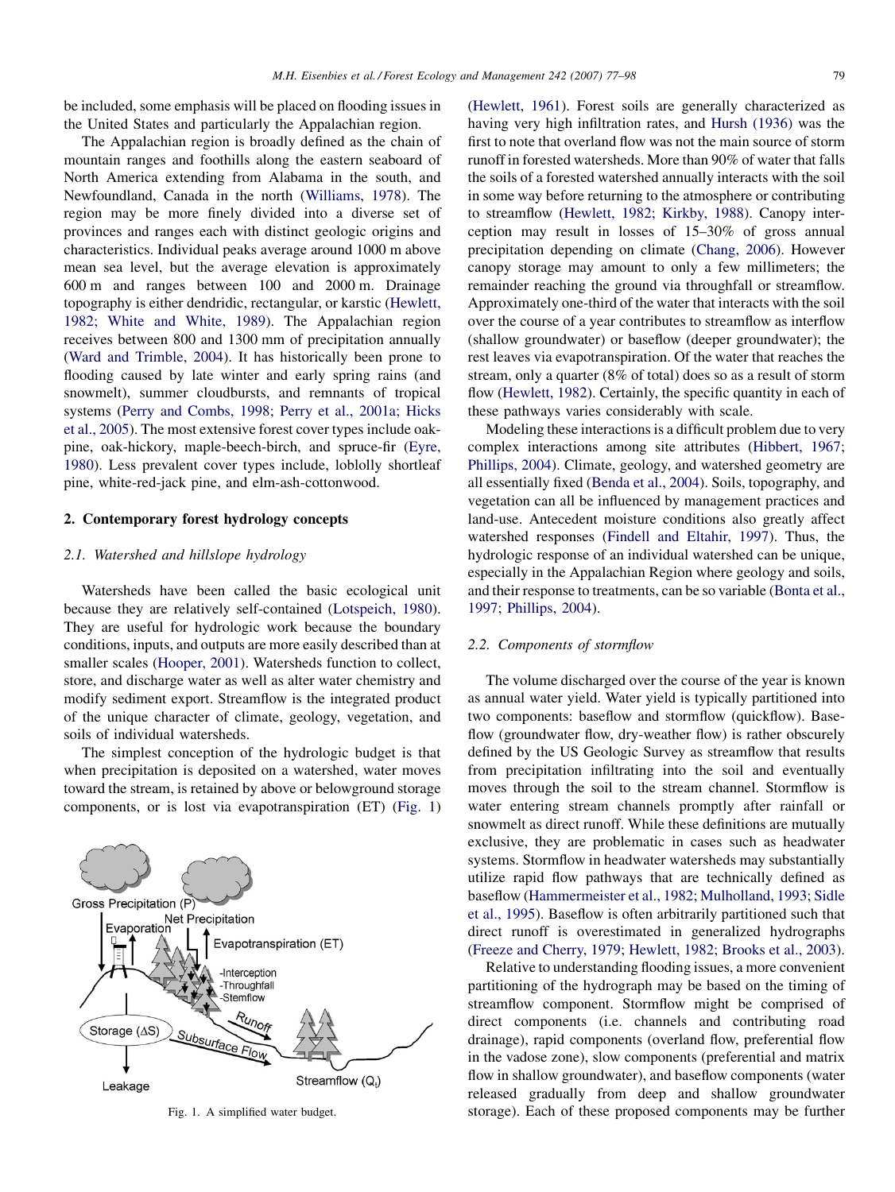be included, some emphasis will be placed on flooding issues in the United States and particularly the Appalachian region.

The Appalachian region is broadly defined as the chain of mountain ranges and foothills along the eastern seaboard of North America extending from Alabama in the south, and Newfoundland, Canada in the north (Williams, 1978). The region may be more finely divided into a diverse set of provinces and ranges each with distinct geologic origins and characteristics. Individual peaks average around 1000 m above mean sea level, but the average elevation is approximately 600 m and ranges between 100 and 2000 m. Drainage topography is either dendridic, rectangular, or karstic (Hewlett, 1982; White and White, 1989). The Appalachian region receives between 800 and 1300 mm of precipitation annually (Ward and Trimble, 2004). It has historically been prone to flooding caused by late winter and early spring rains (and snowmelt), summer cloudbursts, and remnants of tropical systems (Perry and Combs, 1998; Perry et al., 2001a; Hicks et al., 2005). The most extensive forest cover types include oak-pine, oak-hickory, maple-beech-birch, and spruce-fir (Eyre, 1980). Less prevalent cover types include, loblolly shortleaf pine, white-red-jack pine, and elm-ash-cottonwood.

## 2. Contemporary forest hydrology concepts

### 2.1. Watershed and hillslope hydrology

Watersheds have been called the basic ecological unit because they are relatively self-contained (Lotspeich, 1980). They are useful for hydrologic work because the boundary conditions, inputs, and outputs are more easily described than at smaller scales (Hooper, 2001). Watersheds function to collect, store, and discharge water as well as alter water chemistry and modify sediment export. Streamflow is the integrated product of the unique character of climate, geology, vegetation, and soils of individual watersheds.

The simplest conception of the hydrologic budget is that when precipitation is deposited on a watershed, water moves toward the stream, is retained by above or belowground storage components, or is lost via evapotranspiration (ET) (Fig. 1) (Hewlett, 1961). Forest soils are generally characterized as having very high infiltration rates, and Hursh (1936) was the first to note that overland flow was not the main source of storm runoff in forested watersheds. More than 90% of water that falls the soils of a forested watershed annually interacts with the soil in some way before returning to the atmosphere or contributing to streamflow (Hewlett, 1982; Kirkby, 1988). Canopy interception may result in losses of 15–30% of gross annual precipitation depending on climate (Chang, 2006). However canopy storage may amount to only a few millimeters; the remainder reaching the ground via throughfall or streamflow. Approximately one-third of the water that interacts with the soil over the course of a year contributes to streamflow as interflow (shallow groundwater) or baseflow (deeper groundwater); the rest leaves via evapotranspiration. Of the water that reaches the stream, only a quarter (8% of total) does so as a result of storm flow (Hewlett, 1982). Certainly, the specific quantity in each of these pathways varies considerably with scale.

Fig. 1. A simplified water budget.

Modeling these interactions is a difficult problem due to very complex interactions among site attributes (Hibbert, 1967; Phillips, 2004). Climate, geology, and watershed geometry are all essentially fixed (Benda et al., 2004). Soils, topography, and vegetation can all be influenced by management practices and land-use. Antecedent moisture conditions also greatly affect watershed responses (Findell and Eltahir, 1997). Thus, the hydrologic response of an individual watershed can be unique, especially in the Appalachian Region where geology and soils, and their response to treatments, can be so variable (Bonta et al., 1997; Phillips, 2004).

### 2.2. Components of stormflow

The volume discharged over the course of the year is known as annual water yield. Water yield is typically partitioned into two components: baseflow and stormflow (quickflow). Baseflow (groundwater flow, dry-weather flow) is rather obscurely defined by the US Geologic Survey as streamflow that results from precipitation infiltrating into the soil and eventually moves through the soil to the stream channel. Stormflow is water entering stream channels promptly after rainfall or snowmelt as direct runoff. While these definitions are mutually exclusive, they are problematic in cases such as headwater systems. Stormflow in headwater watersheds may substantially utilize rapid flow pathways that are technically defined as baseflow (Hammermeister et al., 1982; Mulholland, 1993; Sidle et al., 1995). Baseflow is often arbitrarily partitioned such that direct runoff is overestimated in generalized hydrographs (Freeze and Cherry, 1979; Hewlett, 1982; Brooks et al., 2003).

Relative to understanding flooding issues, a more convenient partitioning of the hydrograph may be based on the timing of streamflow component. Stormflow might be comprised of direct components (i.e. channels and contributing road drainage), rapid components (overland flow, preferential flow in the vadose zone), slow components (preferential and matrix flow in shallow groundwater), and baseflow components (water released gradually from deep and shallow groundwater storage). Each of these proposed components may be further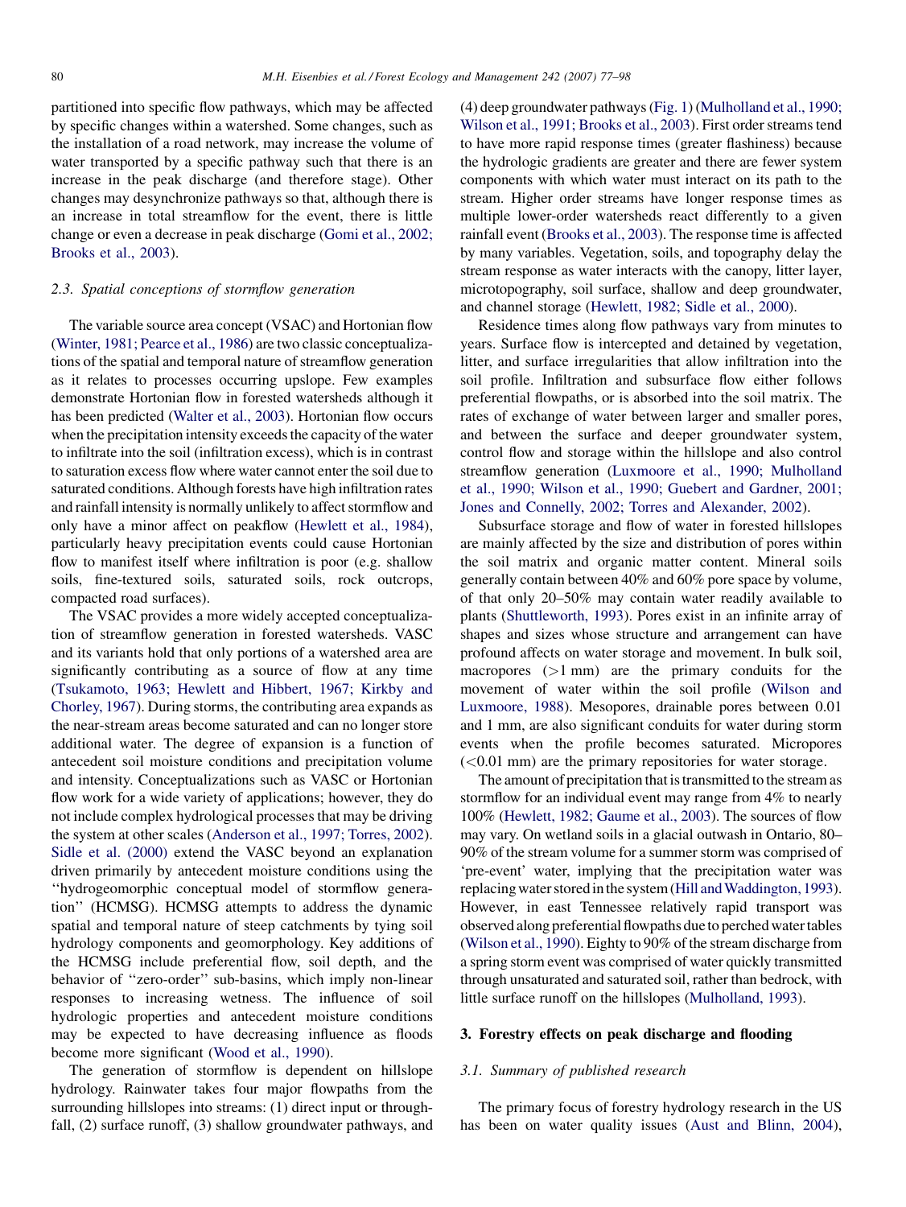partitioned into specific flow pathways, which may be affected by specific changes within a watershed. Some changes, such as the installation of a road network, may increase the volume of water transported by a specific pathway such that there is an increase in the peak discharge (and therefore stage). Other changes may desynchronize pathways so that, although there is an increase in total streamflow for the event, there is little change or even a decrease in peak discharge (Gomi et al., 2002; Brooks et al., 2003).

### 2.3. Spatial conceptions of stormflow generation

The variable source area concept (VSAC) and Hortonian flow (Winter, 1981; Pearce et al., 1986) are two classic conceptualizations of the spatial and temporal nature of streamflow generation as it relates to processes occurring upslope. Few examples demonstrate Hortonian flow in forested watersheds although it has been predicted (Walter et al., 2003). Hortonian flow occurs when the precipitation intensity exceeds the capacity of the water to infiltrate into the soil (infiltration excess), which is in contrast to saturation excess flow where water cannot enter the soil due to saturated conditions. Although forests have high infiltration rates and rainfall intensity is normally unlikely to affect stormflow and only have a minor affect on peakflow (Hewlett et al., 1984), particularly heavy precipitation events could cause Hortonian flow to manifest itself where infiltration is poor (e.g. shallow soils, fine-textured soils, saturated soils, rock outcrops, compacted road surfaces).

The VSAC provides a more widely accepted conceptualization of streamflow generation in forested watersheds. VASC and its variants hold that only portions of a watershed area are significantly contributing as a source of flow at any time (Tsukamoto, 1963; Hewlett and Hibbert, 1967; Kirkby and Chorley, 1967). During storms, the contributing area expands as the near-stream areas become saturated and can no longer store additional water. The degree of expansion is a function of antecedent soil moisture conditions and precipitation volume and intensity. Conceptualizations such as VASC or Hortonian flow work for a wide variety of applications; however, they do not include complex hydrological processes that may be driving the system at other scales (Anderson et al., 1997; Torres, 2002). Sidle et al. (2000) extend the VASC beyond an explanation driven primarily by antecedent moisture conditions using the "hydrogeomorphic conceptual model of stormflow generation" (HCMSG). HCMSG attempts to address the dynamic spatial and temporal nature of steep catchments by tying soil hydrology components and geomorphology. Key additions of the HCMSG include preferential flow, soil depth, and the behavior of "zero-order" sub-basins, which imply non-linear responses to increasing wetness. The influence of soil hydrologic properties and antecedent moisture conditions may be expected to have decreasing influence as floods become more significant (Wood et al., 1990).

The generation of stormflow is dependent on hillslope hydrology. Rainwater takes four major flowpaths from the surrounding hillslopes into streams: (1) direct input or throughfall, (2) surface runoff, (3) shallow groundwater pathways, and (4) deep groundwater pathways (Fig. 1) (Mulholland et al., 1990; Wilson et al., 1991; Brooks et al., 2003). First order streams tend to have more rapid response times (greater flashiness) because the hydrologic gradients are greater and there are fewer storm components with which water must interact on its path to the stream. Higher order streams have longer response times as multiple lower-order watersheds react differently to a given rainfall event (Brooks et al., 2003). The response time is affected by many variables. Vegetation, soils, and topography delay the stream response as water interacts with the canopy, litter layer, microtopography, soil surface, shallow and deep groundwater, and channel storage (Hewlett, 1982; Sidle et al., 2000).

Residence times along flow pathways vary from minutes to years. Surface flow is intercepted and detained by vegetation, litter, and surface irregularities that allow infiltration into the soil profile. Infiltration and subsurface flow either follows preferential flowpaths, or is absorbed into the soil matrix. The rates of exchange of water between larger and smaller pores, and between the surface and deeper groundwater system, control flow and storage within the hillslope and also control streamflow generation (Luxmoore et al., 1990; Mulholland et al., 1990; Wilson et al., 1990; Guebert and Gardner, 2001; Jones and Connelly, 2002; Torres and Alexander, 2002).

Subsurface storage and flow of water in forested hillslopes are mainly affected by the size and distribution of pores within the soil matrix and organic matter content. Mineral soils generally contain between 40% and 60% pore space by volume, of that only 20–50% may contain water readily available to plants (Shuttleworth, 1993). Pores exist in an infinite array of shapes and sizes whose structure and arrangement can have profound affects on water storage and movement. In bulk soil, macropores (>1 mm) are the primary conduits for the movement of water within the soil profile (Wilson and Luxmoore, 1988). Mesopores, drainable pores between 0.01 and 1 mm, are also significant conduits for water during storm events when the profile becomes saturated. Micropores (<0.01 mm) are the primary repositories for water storage.

The amount of precipitation that is transmitted to the stream as stormflow for an individual event may range from 4% to nearly 100% (Hewlett, 1982; Gaume et al., 2003). The sources of flow may vary. On wetland soils in a glacial outwash in Ontario, 80–90% of the stream volume for a summer storm was comprised of 'pre-event' water, implying that the precipitation water was replacing water stored in the system (Hill and Waddington, 1993). However, in east Tennessee relatively rapid transport was observed along preferential flowpaths due to perched water tables (Wilson et al., 1990). Eighty to 90% of the stream discharge from a spring storm event was comprised of water quickly transmitted through unsaturated and saturated soil, rather than bedrock, with little surface runoff on the hillslopes (Mulholland, 1993).

## 3. Forestry effects on peak discharge and flooding

### 3.1. Summary of published research

The primary focus of forestry hydrology research in the US has been on water quality issues (Aust and Blinn, 2004),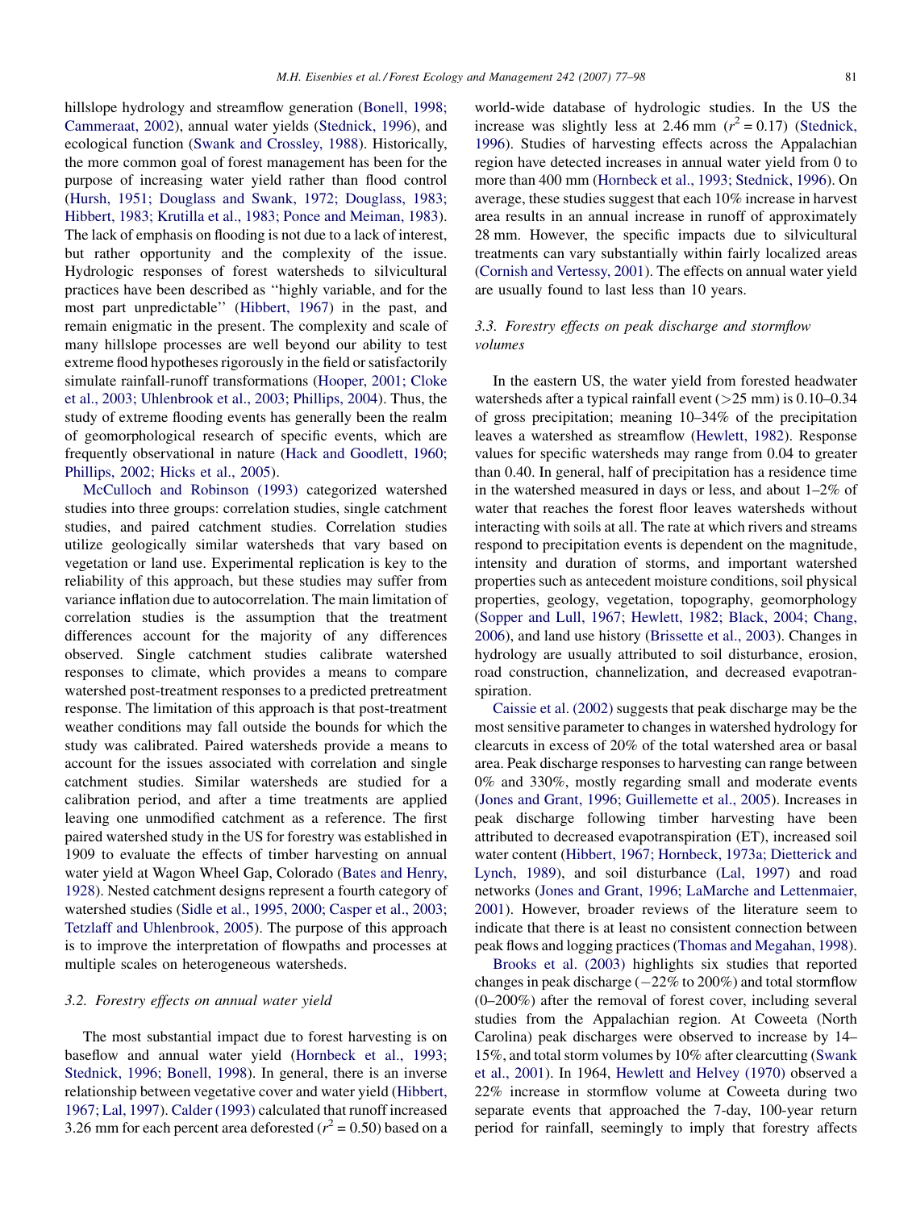hillslope hydrology and streamflow generation (Bonell, 1998; Cammeraat, 2002), annual water yields (Stednick, 1996), and ecological function (Swank and Crossley, 1988). Historically, the more common goal of forest management has been for the purpose of increasing water yield rather than flood control (Hursh, 1951; Douglass and Swank, 1972; Douglass, 1983; Hibbert, 1983; Krutilla et al., 1983; Ponce and Meiman, 1983). The lack of emphasis on flooding is not due to a lack of interest, but rather opportunity and the complexity of the issue. Hydrologic responses of forest watersheds to silvicultural practices have been described as ''highly variable, and for the most part unpredictable'' (Hibbert, 1967) in the past, and remain enigmatic in the present. The complexity and scale of many hillslope processes are well beyond our ability to test extreme flood hypotheses rigorously in the field or satisfactorily simulate rainfall-runoff transformations (Hooper, 2001; Cloke et al., 2003; Uhlenbrook et al., 2003; Phillips, 2004). Thus, the study of extreme flooding events has generally been the realm of geomorphological research of specific events, which are frequently observational in nature (Hack and Goodlett, 1960; Phillips, 2002; Hicks et al., 2005).

McCulloch and Robinson (1993) categorized watershed studies into three groups: correlation studies, single catchment studies, and paired catchment studies. Correlation studies utilize geologically similar watersheds that vary based on vegetation or land use. Experimental replication is key to the reliability of this approach, but these studies may suffer from variance inflation due to autocorrelation. The main limitation of correlation studies is the assumption that the treatment differences account for the majority of any differences observed. Single catchment studies calibrate watershed responses to climate, which provides a means to compare watershed post-treatment responses to a predicted pretreatment response. The limitation of this approach is that post-treatment weather conditions may fall outside the bounds for which the study was calibrated. Paired watersheds provide a means to account for the issues associated with correlation and single catchment studies. Similar watersheds are studied for a calibration period, and after a time treatments are applied leaving one unmodified catchment as a reference. The first paired watershed study in the US for forestry was established in 1909 to evaluate the effects of timber harvesting on annual water yield at Wagon Wheel Gap, Colorado (Bates and Henry, 1928). Nested catchment designs represent a fourth category of watershed studies (Sidle et al., 1995, 2000; Casper et al., 2003; Tetzlaff and Uhlenbrook, 2005). The purpose of this approach is to improve the interpretation of flowpaths and processes at multiple scales on heterogeneous watersheds.

### 3.2. Forestry effects on annual water yield

The most substantial impact due to forest harvesting is on baseflow and annual water yield (Hornbeck et al., 1993; Stednick, 1996; Bonell, 1998). In general, there is an inverse relationship between vegetative cover and water yield (Hibbert, 1967; Lal, 1997). Calder (1993) calculated that runoff increased 3.26 mm for each percent area deforested ($r^2 = 0.50$) based on a world-wide database of hydrologic studies. In the US the increase was slightly less at 2.46 mm ($r^2 = 0.17$) (Stednick, 1996). Studies of harvesting effects across the Appalachian region have detected increases in annual water yield from 0 to more than 400 mm (Hornbeck et al., 1993; Stednick, 1996). On average, these studies suggest that each 10% increase in harvest area results in an annual increase in runoff of approximately 28 mm. However, the specific impacts due to silvicultural treatments can vary substantially within fairly localized areas (Cornish and Vertessy, 2001). The effects on annual water yield are usually found to last less than 10 years.

### 3.3. Forestry effects on peak discharge and stormflow volumes

In the eastern US, the water yield from forested headwater watersheds after a typical rainfall event (>25 mm) is 0.10–0.34 of gross precipitation; meaning 10–34% of the precipitation leaves a watershed as streamflow (Hewlett, 1982). Response values for specific watersheds may range from 0.04 to greater than 0.40. In general, half of precipitation has a residence time in the watershed measured in days or less, and about 1–2% of water that reaches the forest floor leaves watersheds without interacting with soils at all. The rate at which rivers and streams respond to precipitation events is dependent on the magnitude, intensity and duration of storms, and important watershed properties such as antecedent moisture conditions, soil physical properties, geology, vegetation, topography, geomorphology (Sopper and Lull, 1967; Hewlett, 1982; Black, 2004; Chang, 2006), and land use history (Brissette et al., 2003). Changes in hydrology are usually attributed to soil disturbance, erosion, road construction, channelization, and decreased evapotranspiration.

Caissie et al. (2002) suggests that peak discharge may be the most sensitive parameter to changes in watershed hydrology for clearcuts in excess of 20% of the total watershed area or basal area. Peak discharge responses to harvesting can range between 0% and 330%, mostly regarding small and moderate events (Jones and Grant, 1996; Guillemette et al., 2005). Increases in peak discharge following timber harvesting have been attributed to decreased evapotranspiration (ET), increased soil water content (Hibbert, 1967; Hornbeck, 1973a; Dietterick and Lynch, 1989), and soil disturbance (Lal, 1997) and road networks (Jones and Grant, 1996; LaMarche and Lettenmaier, 2001). However, broader reviews of the literature seem to indicate that there is at least no consistent connection between peak flows and logging practices (Thomas and Megahan, 1998).

Brooks et al. (2003) highlights six studies that reported changes in peak discharge (−22% to 200%) and total stormflow (0–200%) after the removal of forest cover, including several studies from the Appalachian region. At Coweeta (North Carolina) peak discharges were observed to increase by 14–15%, and total storm volumes by 10% after clearcutting (Swank et al., 2001). In 1964, Hewlett and Helvey (1970) observed a 22% increase in stormflow volume at Coweeta during two separate events that approached the 7-day, 100-year return period for rainfall, seemingly to imply that forestry affects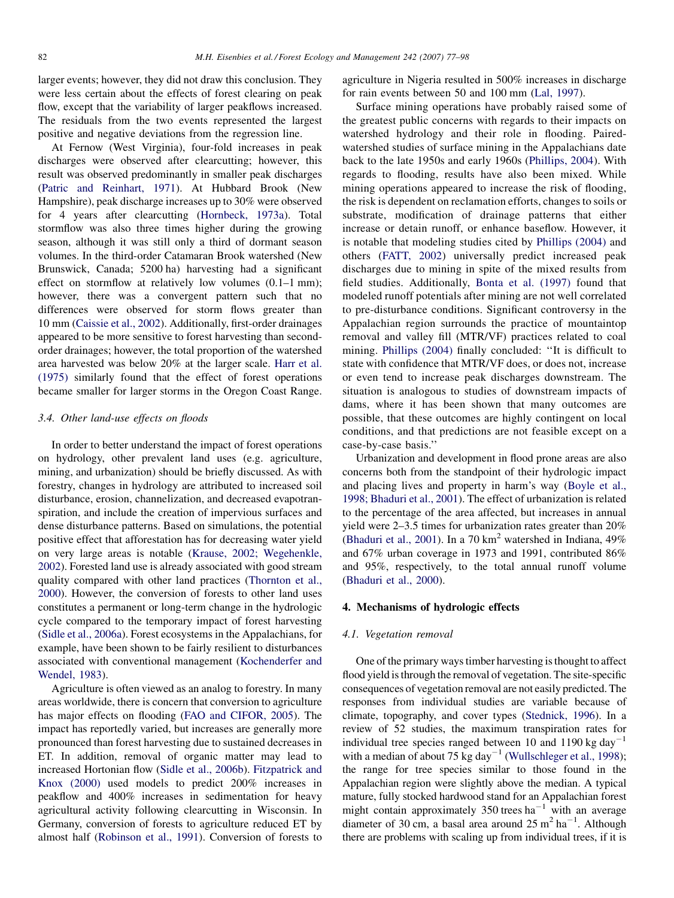larger events; however, they did not draw this conclusion. They were less certain about the effects of forest clearing on peak flow, except that the variability of larger peakflows increased. The residuals from the two events represented the largest positive and negative deviations from the regression line.

At Fernow (West Virginia), four-fold increases in peak discharges were observed after clearcutting; however, this result was observed predominantly in smaller peak discharges (Patric and Reinhart, 1971). At Hubbard Brook (New Hampshire), peak discharge increases up to 30% were observed for 4 years after clearcutting (Hornbeck, 1973a). Total stormflow was also three times higher during the growing season, although it was still only a third of dormant season volumes. In the third-order Catamaran Brook watershed (New Brunswick, Canada; 5200 ha) harvesting had a significant effect on stormflow at relatively low volumes (0.1–1 mm); however, there was a convergent pattern such that no differences were observed for storm flows greater than 10 mm (Caissie et al., 2002). Additionally, first-order drainages appeared to be more sensitive to forest harvesting than second-order drainages; however, the total proportion of the watershed area harvested was below 20% at the larger scale. Harr et al. (1975) similarly found that the effect of forest operations became smaller for larger storms in the Oregon Coast Range.

### 3.4. Other land-use effects on floods

In order to better understand the impact of forest operations on hydrology, other prevalent land uses (e.g. agriculture, mining, and urbanization) should be briefly discussed. As with forestry, changes in hydrology are attributed to increased soil disturbance, erosion, channelization, and decreased evapotranspiration, and include the creation of impervious surfaces and dense disturbance patterns. Based on simulations, the potential positive effect that afforestation has for decreasing water yield on very large areas is notable (Krause, 2002; Wegehenkle, 2002). Forested land use is already associated with good stream quality compared with other land practices (Thornton et al., 2000). However, the conversion of forests to other land uses constitutes a permanent or long-term change in the hydrologic cycle compared to the temporary impact of forest harvesting (Sidle et al., 2006a). Forest ecosystems in the Appalachians, for example, have been shown to be fairly resilient to disturbances associated with conventional management (Kochenderfer and Wendel, 1983).

Agriculture is often viewed as an analog to forestry. In many areas worldwide, there is concern that conversion to agriculture has major effects on flooding (FAO and CIFOR, 2005). The impact has reportedly varied, but increases are generally more pronounced than forest harvesting due to sustained decreases in ET. In addition, removal of organic matter may lead to increased Hortonian flow (Sidle et al., 2006b). Fitzpatrick and Knox (2000) used models to predict 200% increases in peakflow and 400% increases in sedimentation for heavy agricultural activity following clearcutting in Wisconsin. In Germany, conversion of forests to agriculture reduced ET by almost half (Robinson et al., 1991). Conversion of forests to agriculture in Nigeria resulted in 500% increases in discharge for rain events between 50 and 100 mm (Lal, 1997).

Surface mining operations have probably raised some of the greatest public concerns with regards to their impacts on watershed hydrology and their role in flooding. Paired-watershed studies of surface mining in the Appalachians date back to the late 1950s and early 1960s (Phillips, 2004). With regards to flooding, results have also been mixed. While mining operations appeared to increase the risk of flooding, the risk is dependent on reclamation efforts, changes to soils or substrate, modification of drainage patterns that either increase or detain runoff, or enhance baseflow. However, it is notable that modeling studies cited by Phillips (2004) and others (FATT, 2002) universally predict increased peak discharges due to mining in spite of the mixed results from field studies. Additionally, Bonta et al. (1997) found that modeled runoff potentials after mining are not well correlated to pre-disturbance conditions. Significant controversy in the Appalachian region surrounds the practice of mountaintop removal and valley fill (MTR/VF) practices related to coal mining. Phillips (2004) finally concluded: ''It is difficult to state with confidence that MTR/VF does, or does not, increase or even tend to increase peak discharges downstream. The situation is analogous to studies of downstream impacts of dams, where it has been shown that many outcomes are possible, that these outcomes are highly contingent on local conditions, and that predictions are not feasible except on a case-by-case basis.''

Urbanization and development in flood prone areas are also concerns both from the standpoint of their hydrologic impact and placing lives and property in harm's way (Boyle et al., 1998; Bhaduri et al., 2001). The effect of urbanization is related to the percentage of the area affected, but increases in annual yield were 2–3.5 times for urbanization rates greater than 20% (Bhaduri et al., 2001). In a 70 $km^2$ watershed in Indiana, 49% and 67% urban coverage in 1973 and 1991, contributed 86% and 95%, respectively, to the total annual runoff volume (Bhaduri et al., 2000).

## 4. Mechanisms of hydrologic effects

### 4.1. Vegetation removal

One of the primary ways timber harvesting is thought to affect flood yield is through the removal of vegetation. The site-specific consequences of vegetation removal are not easily predicted. The responses from individual studies are variable because of climate, topography, and cover types (Stednick, 1996). In a review of 52 studies, the maximum transpiration rates for individual tree species ranged between 10 and 1190 kg $day^{-1}$ with a median of about 75 kg $day^{-1}$ (Wullschleger et al., 1998); the range for tree species similar to those found in the Appalachian region were slightly above the median. A typical mature, fully stocked hardwood stand for an Appalachian forest might contain approximately 350 trees $ha^{-1}$ with an average diameter of 30 cm, a basal area around 25 $m^2$ $ha^{-1}$. Although there are problems with scaling up from individual trees, if it is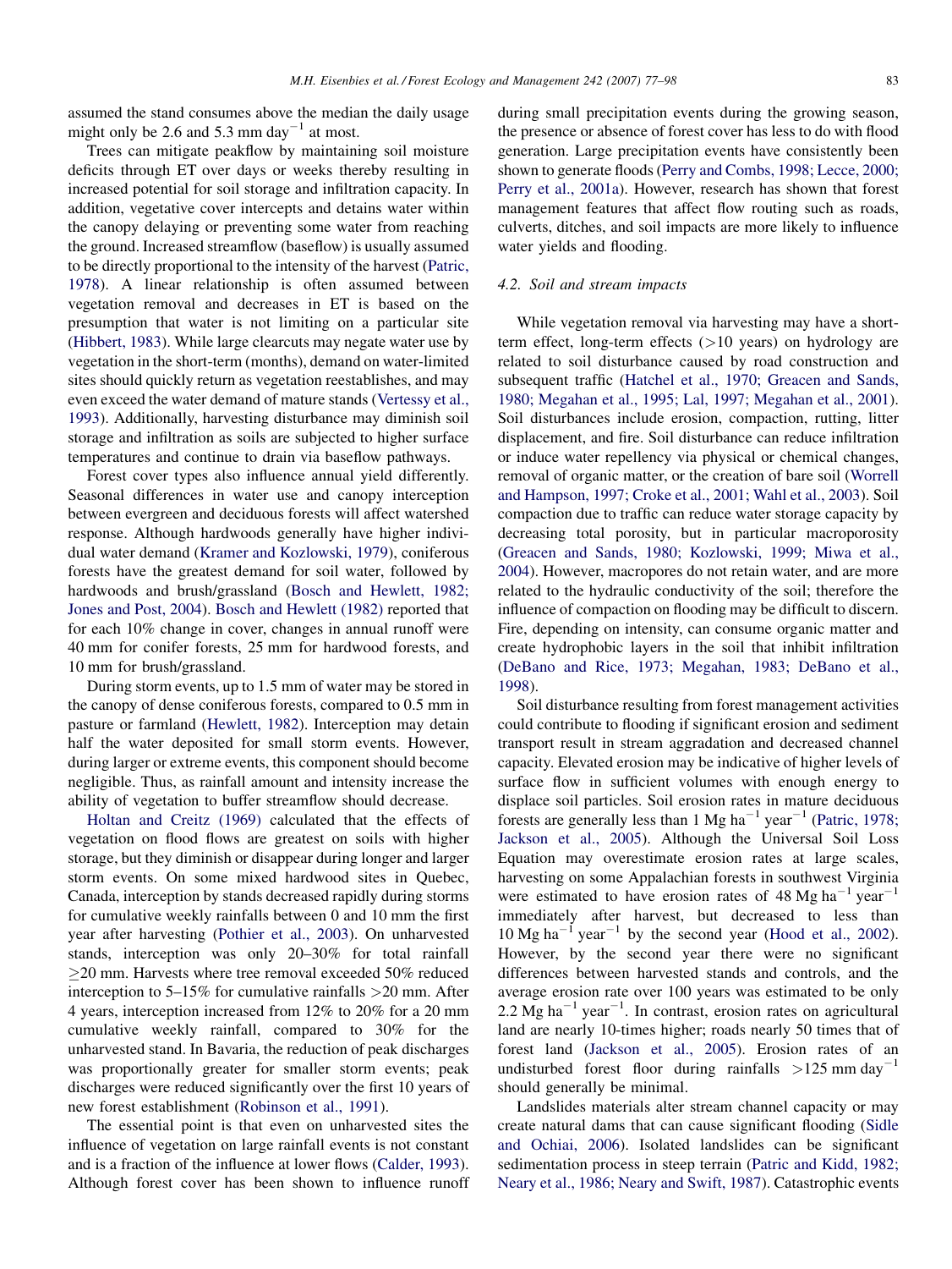assumed the stand consumes above the median the daily usage might only be 2.6 and 5.3 mm $day^{-1}$ at most.

Trees can mitigate peakflow by maintaining soil moisture deficits through ET over days or weeks thereby resulting in increased potential for soil storage and infiltration capacity. In addition, vegetative cover intercepts and detains water within the canopy delaying or preventing some water from reaching the ground. Increased streamflow (baseflow) is usually assumed to be directly proportional to the intensity of the harvest (Patric, 1978). A linear relationship is often assumed between vegetation removal and decreases in ET is based on the presumption that water is not limiting on a particular site (Hibbert, 1983). While large clearcuts may negate water use by vegetation in the short-term (months), demand on water-limited sites should quickly return as vegetation reestablishes, and may even exceed the water demand of mature stands (Vertessy et al., 1993). Additionally, harvesting disturbance may diminish soil storage and infiltration as soils are subjected to higher surface temperatures and continue to drain via baseflow pathways.

Forest cover types also influence annual yield differently. Seasonal differences in water use and canopy interception between evergreen and deciduous forests will affect watershed response. Although hardwoods generally have higher individual water demand (Kramer and Kozlowski, 1979), coniferous forests have the greatest demand for soil water, followed by hardwoods and brush/grassland (Bosch and Hewlett, 1982; Jones and Post, 2004). Bosch and Hewlett (1982) reported that for each 10% change in cover, changes in annual runoff were 40 mm for conifer forests, 25 mm for hardwood forests, and 10 mm for brush/grassland.

During storm events, up to 1.5 mm of water may be stored in the canopy of dense coniferous forests, compared to 0.5 mm in pasture or farmland (Hewlett, 1982). Interception may detain half the water deposited for small storm events. However, during larger or extreme events, this component should become negligible. Thus, as rainfall amount and intensity increase the ability of vegetation to buffer streamflow should decrease.

Holtan and Creitz (1969) calculated that the effects of vegetation on flood flows are greatest on soils with higher storage, but they diminish or disappear during longer and larger storm events. On some mixed hardwood sites in Quebec, Canada, interception by stands decreased rapidly during storms for cumulative weekly rainfalls between 0 and 10 mm the first year after harvesting (Pothier et al., 2003). On unharvested stands, interception was only 20–30% for total rainfall $\geq$20 mm. Harvests where tree removal exceeded 50% reduced interception to 5–15% for cumulative rainfalls >20 mm. After 4 years, interception increased from 12% to 20% for a 20 mm cumulative weekly rainfall, compared to 30% for the unharvested stand. In Bavaria, the reduction of peak discharges was proportionally greater for smaller storm events; peak discharges were reduced significantly over the first 10 years of new forest establishment (Robinson et al., 1991).

The essential point is that even on unharvested sites the influence of vegetation on large rainfall events is not constant and is a fraction of the influence at lower flows (Calder, 1993). Although forest cover has been shown to influence runoff during small precipitation events during the growing season, the presence or absence of forest cover has less to do with flood generation. Large precipitation events have consistently been shown to generate floods (Perry and Combs, 1998; Lecce, 2000; Perry et al., 2001a). However, research has shown that forest management features that affect flow routing such as roads, culverts, ditches, and soil impacts are more likely to influence water yields and flooding.

### 4.2. Soil and stream impacts

While vegetation removal via harvesting may have a short-term effect, long-term effects (>10 years) on hydrology are related to soil disturbance caused by road construction and subsequent traffic (Hatchel et al., 1970; Greacen and Sands, 1980; Megahan et al., 1995; Lal, 1997; Megahan et al., 2001). Soil disturbances include erosion, compaction, rutting, litter displacement, and fire. Soil disturbance can reduce infiltration or induce water repellency via physical or chemical changes, removal of organic matter, or the creation of bare soil (Worrell and Hampson, 1997; Croke et al., 2001; Wahl et al., 2003). Soil compaction due to traffic can reduce water storage capacity by decreasing total porosity, but in particular macroporosity (Greacen and Sands, 1980; Kozlowski, 1999; Miwa et al., 2004). However, macropores do not retain water, and are more related to the hydraulic conductivity of the soil; therefore the influence of compaction on flooding may be difficult to discern. Fire, depending on intensity, can consume organic matter and create hydrophobic layers in the soil that inhibit infiltration (DeBano and Rice, 1973; Megahan, 1983; DeBano et al., 1998).

Soil disturbance resulting from forest management activities could contribute to flooding if significant erosion and sediment transport result in stream aggradation and decreased channel capacity. Elevated erosion may be indicative of higher levels of surface flow in sufficient volumes with enough energy to displace soil particles. Soil erosion rates in mature deciduous forests are generally less than 1 Mg $ha^{-1}$ $year^{-1}$ (Patric, 1978; Jackson et al., 2005). Although the Universal Soil Loss Equation may overestimate erosion rates at large scales, harvesting on some Appalachian forests in southwest Virginia were estimated to have erosion rates of 48 Mg $ha^{-1}$ $year^{-1}$ immediately after harvest, but decreased to less than 10 Mg $ha^{-1}$ $year^{-1}$ by the second year (Hood et al., 2002). However, by the second year there were no significant differences between harvested stands and controls, and the average erosion rate over 100 years was estimated to be only 2.2 Mg $ha^{-1}$ $year^{-1}$. In contrast, erosion rates on agricultural land are nearly 10-times higher; roads nearly 50 times that of forest land (Jackson et al., 2005). Erosion rates of an undisturbed forest floor during rainfalls >125 mm $day^{-1}$ should generally be minimal.

Landslides materials alter stream channel capacity or may create natural dams that can cause significant flooding (Sidle and Ochiai, 2006). Isolated landslides can be significant sedimentation process in steep terrain (Patric and Kidd, 1982; Neary et al., 1986; Neary and Swift, 1987). Catastrophic events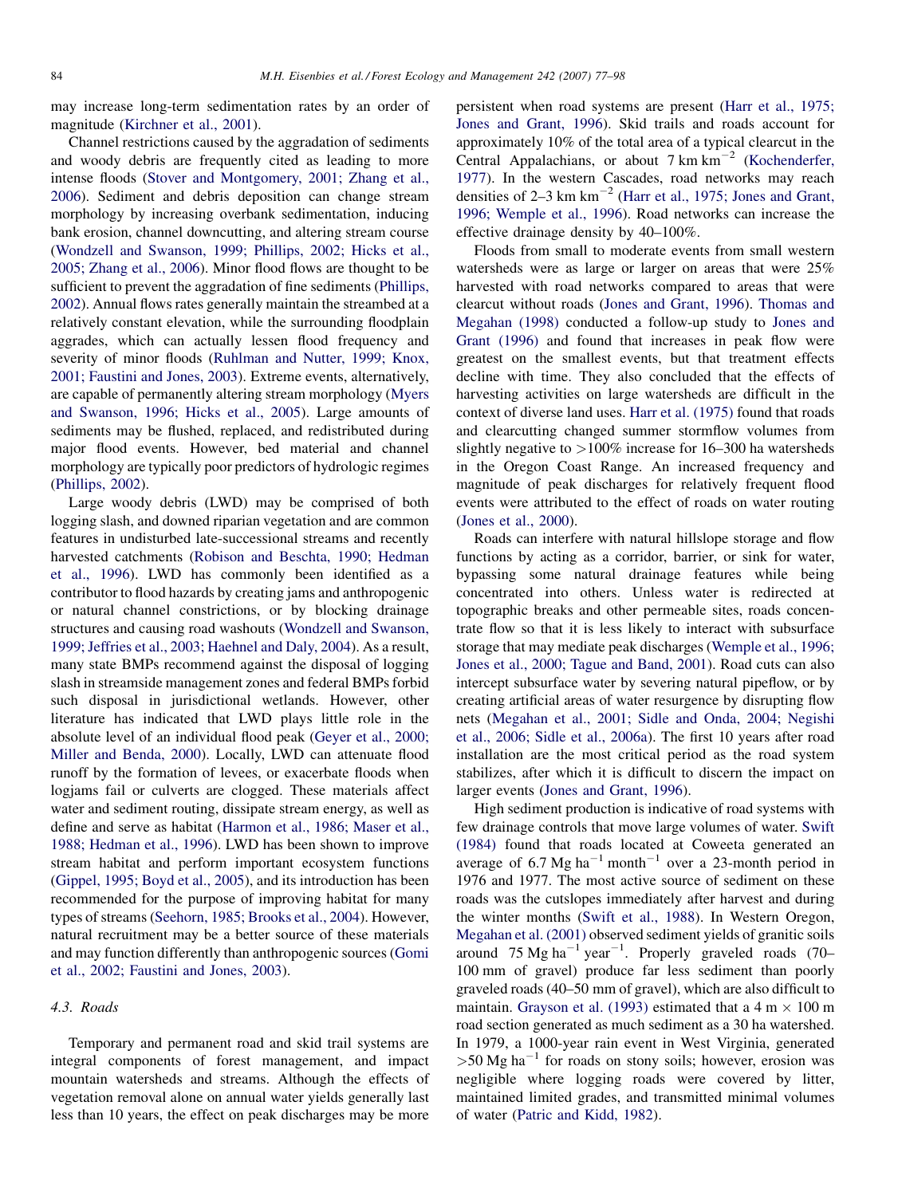may increase long-term sedimentation rates by an order of magnitude (Kirchner et al., 2001).

Channel restrictions caused by the aggradation of sediments and woody debris are frequently cited as leading to more intense floods (Stover and Montgomery, 2001; Zhang et al., 2006). Sediment and debris deposition can change stream morphology by increasing overbank sedimentation, inducing bank erosion, channel downcutting, and altering stream course (Wondzell and Swanson, 1999; Phillips, 2002; Hicks et al., 2005; Zhang et al., 2006). Minor flood flows are thought to be sufficient to prevent the aggradation of fine sediments (Phillips, 2002). Annual flows rates generally maintain the streambed at a relatively constant elevation, while the surrounding floodplain aggrades, which can actually lessen flood frequency and severity of minor floods (Ruhlman and Nutter, 1999; Knox, 2001; Faustini and Jones, 2003). Extreme events, alternatively, are capable of permanently altering stream morphology (Myers and Swanson, 1996; Hicks et al., 2005). Large amounts of sediments may be flushed, replaced, and redistributed during major flood events. However, bed material and channel morphology are typically poor predictors of hydrologic regimes (Phillips, 2002).

Large woody debris (LWD) may be comprised of both logging slash, and downed riparian vegetation and are common features in undisturbed late-successional streams and recently harvested catchments (Robison and Beschta, 1990; Hedman et al., 1996). LWD has commonly been identified as a contributor to flood hazards by creating jams and anthropogenic or natural channel constrictions, or by blocking drainage structures and causing road washouts (Wondzell and Swanson, 1999; Jeffries et al., 2003; Haehnel and Daly, 2004). As a result, many state BMPs recommend against the disposal of logging slash in streamside management zones and federal BMPs forbid such disposal in jurisdictional wetlands. However, other literature has indicated that LWD plays little role in the absolute level of an individual flood peak (Geyer et al., 2000; Miller and Benda, 2000). Locally, LWD can attenuate flood runoff by the formation of levees, or exacerbate floods when logjams fail or culverts are clogged. These materials affect water and sediment routing, dissipate stream energy, as well as define and serve as habitat (Harmon et al., 1986; Maser et al., 1988; Hedman et al., 1996). LWD has been shown to improve stream habitat and perform important ecosystem functions (Gippel, 1995; Boyd et al., 2005), and its introduction has been recommended for the purpose of improving habitat for many types of streams (Seehorn, 1985; Brooks et al., 2004). However, natural recruitment may be a better source of these materials and may function differently than anthropogenic sources (Gomi et al., 2002; Faustini and Jones, 2003).

### 4.3. Roads

Temporary and permanent road and skid trail systems are integral components of forest management, and impact mountain watersheds and streams. Although the effects of vegetation removal alone on annual water yields generally last less than 10 years, the effect on peak discharges may be more persistent when road systems are present (Harr et al., 1975; Jones and Grant, 1996). Skid trails and roads account for approximately 10% of the total area of a typical clearcut in the Central Appalachians, or about 7 km $km^{-2}$ (Kochenderfer, 1977). In the western Cascades, road networks may reach densities of 2–3 km $km^{-2}$ (Harr et al., 1975; Jones and Grant, 1996; Wemple et al., 1996). Road networks can increase the effective drainage density by 40–100%.

Floods from small to moderate events from small western watersheds were as large or larger on areas that were 25% harvested with road networks compared to areas that were clearcut without roads (Jones and Grant, 1996). Thomas and Megahan (1998) conducted a follow-up study to Jones and Grant (1996) and found that increases in peak flow were greatest on the smallest events, but that treatment effects decline with time. They also concluded that the effects of harvesting activities on large watersheds are difficult in the context of diverse land uses. Harr et al. (1975) found that roads and clearcutting changed summer stormflow volumes from slightly negative to >100% increase for 16–300 ha watersheds in the Oregon Coast Range. An increased frequency and magnitude of peak discharges for relatively frequent flood events were attributed to the effect of roads on water routing (Jones et al., 2000).

Roads can interfere with natural hillslope storage and flow functions by acting as a corridor, barrier, or sink for water, bypassing some natural drainage features while being concentrated into others. Unless water is redirected at topographic breaks and other permeable sites, roads concentrate flow so that it is less likely to interact with subsurface storage that may mediate peak discharges (Wemple et al., 1996; Jones et al., 2000; Tague and Band, 2001). Road cuts can also intercept subsurface water by severing natural pipeflow, or by creating artificial areas of water resurgence by disrupting flow nets (Megahan et al., 2001; Sidle and Onda, 2004; Negishi et al., 2006; Sidle et al., 2006a). The first 10 years after road installation are the most critical period as the road system stabilizes, after which it is difficult to discern the impact on larger events (Jones and Grant, 1996).

High sediment production is indicative of road systems with few drainage controls that move large volumes of water. Swift (1984) found that roads located at Coweeta generated an average of 6.7 Mg $ha^{-1}$ $month^{-1}$ over a 23-month period in 1976 and 1977. The most active source of sediment on these roads was the cutslopes immediately after harvest and during the winter months (Swift et al., 1988). In Western Oregon, Megahan et al. (2001) observed sediment yields of granitic soils around 75 Mg $ha^{-1}$ $year^{-1}$. Properly graveled roads (70–100 mm of gravel) produce far less sediment than poorly graveled roads (40–50 mm of gravel), which are also difficult to maintain. Grayson et al. (1993) estimated that a 4 m × 100 m road section generated as much sediment as a 30 ha watershed. In 1979, a 1000-year rain event in West Virginia, generated >50 Mg $ha^{-1}$ for roads on stony soils; however, erosion was negligible where logging roads were covered by litter, maintained limited grades, and transmitted minimal volumes of water (Patric and Kidd, 1982).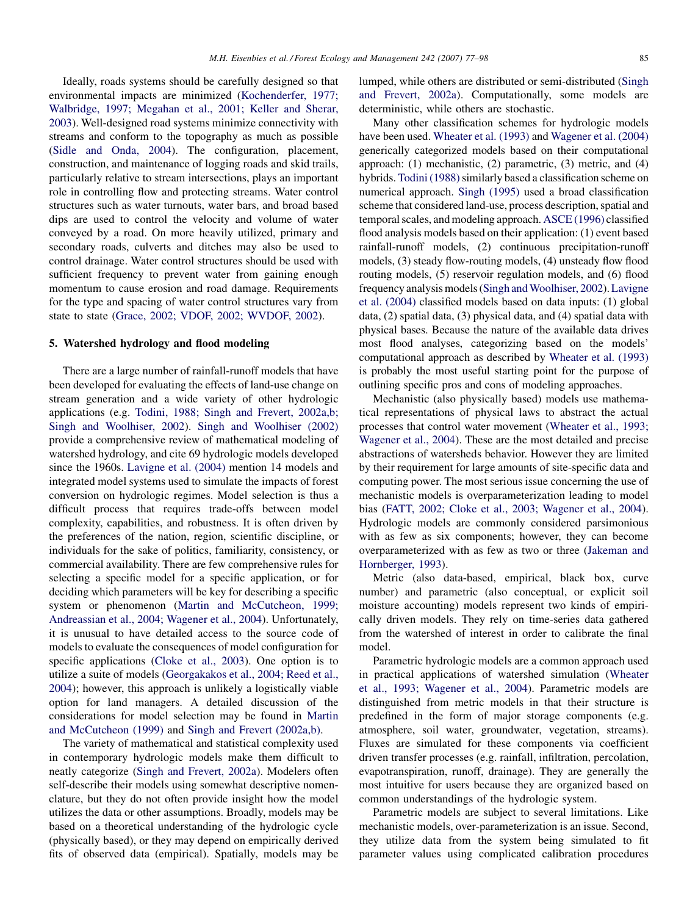Ideally, roads systems should be carefully designed so that environmental impacts are minimized (Kochenderfer, 1977; Walbridge, 1997; Megahan et al., 2001; Keller and Sherar, 2003). Well-designed road systems minimize connectivity with streams and conform to the topography as much as possible (Sidle and Onda, 2004). The configuration, placement, construction, and maintenance of logging roads and skid trails, particularly relative to stream intersections, plays an important role in controlling flow and protecting streams. Water control structures such as water turnouts, water bars, and broad based dips are used to control the velocity and volume of water conveyed by a road. On more heavily utilized, primary and secondary roads, culverts and ditches may also be used to control drainage. Water control structures should be used with sufficient frequency to prevent water from gaining enough momentum to cause erosion and road damage. Requirements for the type and spacing of water control structures vary from state to state (Grace, 2002; VDOF, 2002; WVDOF, 2002).

## 5. Watershed hydrology and flood modeling

There are a large number of rainfall-runoff models that have been developed for evaluating the effects of land-use change on stream generation and a wide variety of other hydrologic applications (e.g. Todini, 1988; Singh and Frevert, 2002a,b; Singh and Woolhiser, 2002). Singh and Woolhiser (2002) provide a comprehensive review of mathematical modeling of watershed hydrology, and cite 69 hydrologic models developed since the 1960s. Lavigne et al. (2004) mention 14 models and integrated model systems used to simulate the impacts of forest conversion on hydrologic regimes. Model selection is thus a difficult process that requires trade-offs between model complexity, capabilities, and robustness. It is often driven by the preferences of the nation, region, scientific discipline, or individuals for the sake of politics, familiarity, consistency, or commercial availability. There are few comprehensive rules for selecting a specific model for a specific application, or for deciding which parameters will be key for describing a specific system or phenomenon (Martin and McCutcheon, 1999; Andreassian et al., 2004; Wagener et al., 2004). Unfortunately, it is unusual to have detailed access to the source code of models to evaluate the consequences of model configuration for specific applications (Cloke et al., 2003). One option is to utilize a suite of models (Georgakakos et al., 2004; Reed et al., 2004); however, this approach is unlikely a logistically viable option for land managers. A detailed discussion of the considerations for model selection may be found in Martin and McCutcheon (1999) and Singh and Frevert (2002a,b).

The variety of mathematical and statistical complexity used in contemporary hydrologic models make them difficult to neatly categorize (Singh and Frevert, 2002a). Modelers often self-describe their models using somewhat descriptive nomenclature, but they do not often provide insight how the model utilizes the data or other assumptions. Broadly, models may be based on a theoretical understanding of the hydrologic cycle (physically based), or they may depend on empirically derived fits of observed data (empirical). Spatially, models may be lumped, while others are distributed or semi-distributed (Singh and Frevert, 2002a). Computationally, some models are deterministic, while others are stochastic.

Many other classification schemes for hydrologic models have been used. Wheater et al. (1993) and Wagener et al. (2004) generically categorized models based on their computational approach: (1) mechanistic, (2) parametric, (3) metric, and (4) hybrids. Todini (1988) similarly based a classification scheme on numerical approach. Singh (1995) used a broad classification scheme that considered land-use, process description, spatial and temporal scales, and modeling approach. ASCE (1996) classified flood analysis models based on their application: (1) event based rainfall-runoff models, (2) continuous precipitation-runoff models, (3) steady flow-routing models, (4) unsteady flow flood routing models, (5) reservoir regulation models, and (6) flood frequency analysis models (Singh and Woolhiser, 2002). Lavigne et al. (2004) classified models based on data inputs: (1) global data, (2) spatial data, (3) physical data, and (4) spatial data with physical bases. Because the nature of the available data drives most flood analyses, categorizing based on the models' computational approach as described by Wheater et al. (1993) is probably the most useful starting point for the purpose of outlining specific pros and cons of modeling approaches.

Mechanistic (also physically based) models use mathematical representations of physical laws to abstract the actual processes that control water movement (Wheater et al., 1993; Wagener et al., 2004). These are the most detailed and precise abstractions of watersheds behavior. However they are limited by their requirement for large amounts of site-specific data and computing power. The most serious issue concerning the use of mechanistic models is overparameterization leading to model bias (FATT, 2002; Cloke et al., 2003; Wagener et al., 2004). Hydrologic models are commonly considered parsimonious with as few as six components; however, they can become overparameterized with as few as two or three (Jakeman and Hornberger, 1993).

Metric (also data-based, empirical, black box, curve number) and parametric (also conceptual, or explicit soil moisture accounting) models represent two kinds of empirically driven models. They rely on time-series data gathered from the watershed of interest in order to calibrate the final model.

Parametric hydrologic models are a common approach used in practical applications of watershed simulation (Wheater et al., 1993; Wagener et al., 2004). Parametric models are distinguished from metric models in that their structure is predefined in the form of major storage components (e.g. atmosphere, soil water, groundwater, vegetation, streams). Fluxes are simulated for these components via coefficient driven transfer processes (e.g. rainfall, infiltration, percolation, evapotranspiration, runoff, drainage). They are generally the most intuitive for users because they are organized based on common understandings of the hydrologic system.

Parametric models are subject to several limitations. Like mechanistic models, over-parameterization is an issue. Second, they utilize data from the system being simulated to fit parameter values using complicated calibration procedures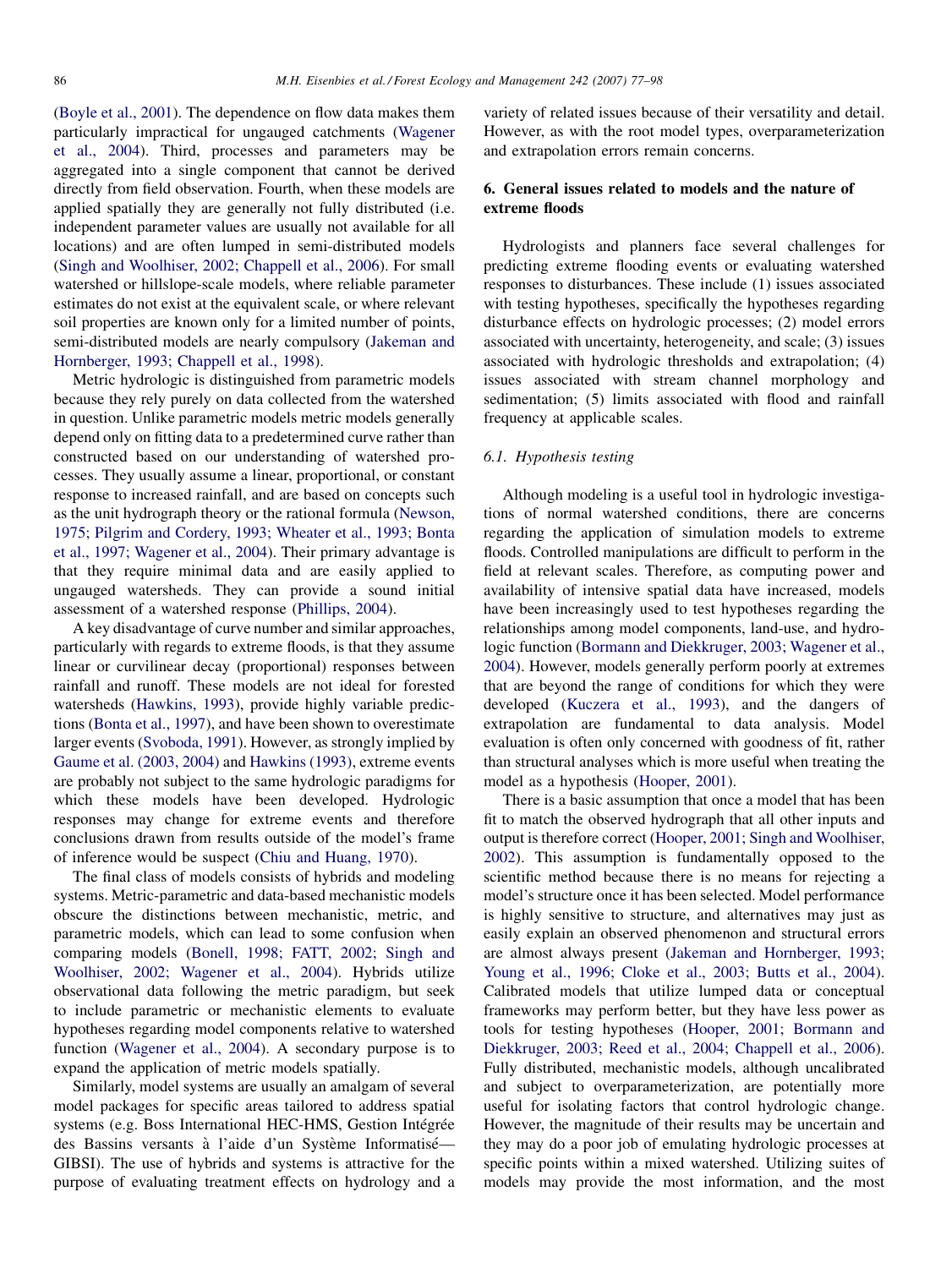(Boyle et al., 2001). The dependence on flow data makes them particularly impractical for ungauged catchments (Wagener et al., 2004). Third, processes and parameters may be aggregated into a single component that cannot be derived directly from field observation. Fourth, when these models are applied spatially they are generally not fully distributed (i.e. independent parameter values are usually not available for all locations) and are often lumped in semi-distributed models (Singh and Woolhiser, 2002; Chappell et al., 2006). For small watershed or hillslope-scale models, where reliable parameter estimates do not exist at the equivalent scale, or where relevant soil properties are known only for a limited number of points, semi-distributed models are nearly compulsory (Jakeman and Hornberger, 1993; Chappell et al., 1998).

Metric hydrologic is distinguished from parametric models because they rely purely on data collected from the watershed in question. Unlike parametric models metric models generally depend only on fitting data to a predetermined curve rather than constructed based on our understanding of watershed processes. They usually assume a linear, proportional, or constant response to increased rainfall, and are based on concepts such as the unit hydrograph theory or the rational formula (Newson, 1975; Pilgrim and Cordery, 1993; Wheater et al., 1993; Bonta et al., 1997; Wagener et al., 2004). Their primary advantage is that they require minimal data and are easily applied to ungauged watersheds. They can provide a sound initial assessment of a watershed response (Phillips, 2004).

A key disadvantage of curve number and similar approaches, particularly with regards to extreme floods, is that they assume linear or curvilinear decay (proportional) responses between rainfall and runoff. These models are not ideal for forested watersheds (Hawkins, 1993), provide highly variable predictions (Bonta et al., 1997), and have been shown to overestimate larger events (Svoboda, 1991). However, as strongly implied by Gaume et al. (2003, 2004) and Hawkins (1993), extreme events are probably not subject to the same hydrologic paradigms for which these models have been developed. Hydrologic responses may change for extreme events and therefore conclusions drawn from results outside of the model's frame of inference would be suspect (Chiu and Huang, 1970).

The final class of models consists of hybrids and modeling systems. Metric-parametric and data-based mechanistic models obscure the distinctions between mechanistic, metric, and parametric models, which can lead to some confusion when comparing models (Bonell, 1998; FATT, 2002; Singh and Woolhiser, 2002; Wagener et al., 2004). Hybrids utilize observational data following the metric paradigm, but seek to include parametric or mechanistic elements to evaluate hypotheses regarding model components relative to watershed function (Wagener et al., 2004). A secondary purpose is to expand the application of metric models spatially.

Similarly, model systems are usually an amalgam of several model packages for specific areas tailored to address spatial systems (e.g. Boss International HEC-HMS, Gestion Intégrée des Bassins versants à l'aide d'un Système Informatisé—GIBSI). The use of hybrids and systems is attractive for the purpose of evaluating treatment effects on hydrology and a variety of related issues because of their versatility and detail. However, as with the root model types, overparameterization and extrapolation errors remain concerns.

## 6. General issues related to models and the nature of extreme floods

Hydrologists and planners face several challenges for predicting extreme flooding events or evaluating watershed responses to disturbances. These include (1) issues associated with testing hypotheses, specifically the hypotheses regarding disturbance effects on hydrologic processes; (2) model errors associated with uncertainty, heterogeneity, and scale; (3) issues associated with hydrologic thresholds and extrapolation; (4) issues associated with stream channel morphology and sedimentation; (5) limits associated with flood and rainfall frequency at applicable scales.

### *6.1. Hypothesis testing*

Although modeling is a useful tool in hydrologic investigations of normal watershed conditions, there are concerns regarding the application of simulation models to extreme floods. Controlled manipulations are difficult to perform in the field at relevant scales. Therefore, as computing power and availability of intensive spatial data have increased, models have been increasingly used to test hypotheses regarding the relationships among model components, land-use, and hydrologic function (Bormann and Diekkruger, 2003; Wagener et al., 2004). However, models generally perform poorly at extremes that are beyond the range of conditions for which they were developed (Kuczera et al., 1993), and the dangers of extrapolation are fundamental to data analysis. Model evaluation is often only concerned with goodness of fit, rather than structural analyses which is more useful when treating the model as a hypothesis (Hooper, 2001).

There is a basic assumption that once a model that has been fit to match the observed hydrograph that all other inputs and output is therefore correct (Hooper, 2001; Singh and Woolhiser, 2002). This assumption is fundamentally opposed to the scientific method because there is no means for rejecting a model's structure once it has been selected. Model performance is highly sensitive to structure, and alternatives may just as easily explain an observed phenomenon and structural errors are almost always present (Jakeman and Hornberger, 1993; Young et al., 1996; Cloke et al., 2003; Butts et al., 2004). Calibrated models that utilize lumped data or conceptual frameworks may perform better, but they have less power as tools for testing hypotheses (Hooper, 2001; Bormann and Diekkruger, 2003; Reed et al., 2004; Chappell et al., 2006). Fully distributed, mechanistic models, although uncalibrated and subject to overparameterization, are potentially more useful for isolating factors that control hydrologic change. However, the magnitude of their results may be uncertain and they may do a poor job of emulating hydrologic processes at specific points within a mixed watershed. Utilizing suites of models may provide the most information, and the most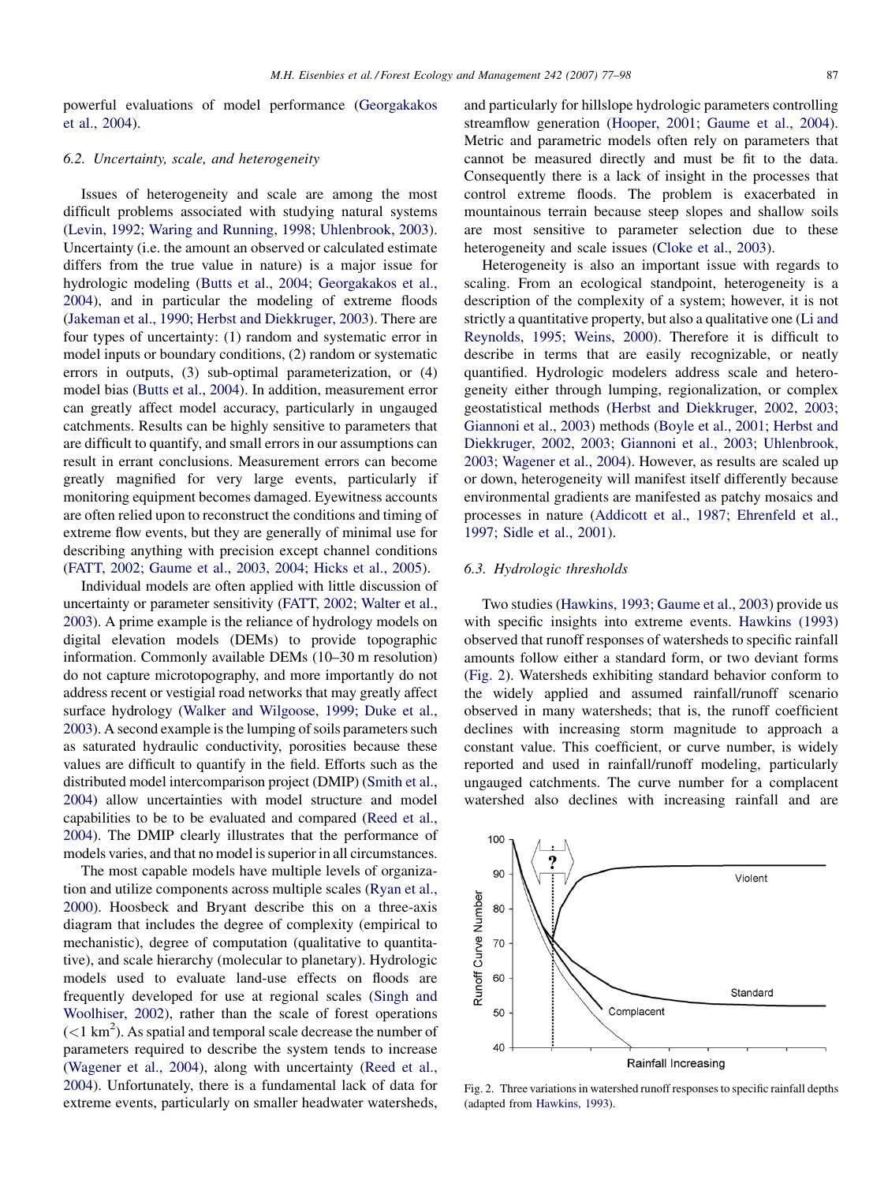powerful evaluations of model performance (Georgakakos et al., 2004).

### 6.2. Uncertainty, scale, and heterogeneity

Issues of heterogeneity and scale are among the most difficult problems associated with studying natural systems (Levin, 1992; Waring and Running, 1998; Uhlenbrook, 2003). Uncertainty (i.e. the amount an observed or calculated estimate differs from the true value in nature) is a major issue for hydrologic modeling (Butts et al., 2004; Georgakakos et al., 2004), and in particular the modeling of extreme floods (Jakeman et al., 1990; Herbst and Diekkruger, 2003). There are four types of uncertainty: (1) random and systematic error in model inputs or boundary conditions, (2) random or systematic errors in outputs, (3) sub-optimal parameterization, or (4) model bias (Butts et al., 2004). In addition, measurement error can greatly affect model accuracy, particularly in ungauged catchments. Results can be highly sensitive to parameters that are difficult to quantify, and small errors in our assumptions can result in errant conclusions. Measurement errors can become greatly magnified for very large events, particularly if monitoring equipment becomes damaged. Eyewitness accounts are often relied upon to reconstruct the conditions and timing of extreme flow events, but they are generally of minimal use for describing anything with precision except channel conditions (FATT, 2002; Gaume et al., 2003, 2004; Hicks et al., 2005).

Individual models are often applied with little discussion of uncertainty or parameter sensitivity (FATT, 2002; Walter et al., 2003). A prime example is the reliance of hydrology models on digital elevation models (DEMs) to provide topographic information. Commonly available DEMs (10–30 m resolution) do not capture microtopography, and more importantly do not address recent or vestigial road networks that may greatly affect surface hydrology (Walker and Wilgoose, 1999; Duke et al., 2003). A second example is the lumping of soils parameters such as saturated hydraulic conductivity, porosities because these values are difficult to quantify in the field. Efforts such as the distributed model intercomparison project (DMIP) (Smith et al., 2004) allow uncertainties with model structure and model capabilities to be to be evaluated and compared (Reed et al., 2004). The DMIP clearly illustrates that the performance of models varies, and that no model is superior in all circumstances.

The most capable models have multiple levels of organization and utilize components across multiple scales (Ryan et al., 2000). Hoosbeck and Bryant describe this on a three-axis diagram that includes the degree of complexity (empirical to mechanistic), degree of computation (qualitative to quantitative), and scale hierarchy (molecular to planetary). Hydrologic models used to evaluate land-use effects on floods are frequently developed for use at regional scales (Singh and Woolhiser, 2002), rather than the scale of forest operations ($<1$ km$^2$). As spatial and temporal scale decrease the number of parameters required to describe the system tends to increase (Wagener et al., 2004), along with uncertainty (Reed et al., 2004). Unfortunately, there is a fundamental lack of data for extreme events, particularly on smaller headwater watersheds, and particularly for hillslope hydrologic parameters controlling streamflow generation (Hooper, 2001; Gaume et al., 2004). Metric and parametric models often rely on parameters that cannot be measured directly and must be fit to the data. Consequently there is a lack of insight in the processes that control extreme floods. The problem is exacerbated in mountainous terrain because steep slopes and shallow soils are most sensitive to parameter selection due to these heterogeneity and scale issues (Cloke et al., 2003).

Heterogeneity is also an important issue with regards to scaling. From an ecological standpoint, heterogeneity is a description of the complexity of a system; however, it is not strictly a quantitative property, but also a qualitative one (Li and Reynolds, 1995; Weins, 2000). Therefore it is difficult to describe in terms that are easily recognizable, or neatly quantified. Hydrologic modelers address scale and heterogeneity either through lumping, regionalization, or complex geostatistical methods (Herbst and Diekkruger, 2002, 2003; Giannoni et al., 2003) methods (Boyle et al., 2001; Herbst and Diekkruger, 2002, 2003; Giannoni et al., 2003; Uhlenbrook, 2003; Wagener et al., 2004). However, as results are scaled up or down, heterogeneity will manifest itself differently because environmental gradients are manifested as patchy mosaics and processes in nature (Addicott et al., 1987; Ehrenfeld et al., 1997; Sidle et al., 2001).

### 6.3. Hydrologic thresholds

Two studies (Hawkins, 1993; Gaume et al., 2003) provide us with specific insights into extreme events. Hawkins (1993) observed that runoff responses of watersheds to specific rainfall amounts follow either a standard form, or two deviant forms (Fig. 2). Watersheds exhibiting standard behavior conform to the widely applied and assumed rainfall/runoff scenario observed in many watersheds; that is, the runoff coefficient declines with increasing storm magnitude to approach a constant value. This coefficient, or curve number, is widely reported and used in rainfall/runoff modeling, particularly ungauged catchments. The curve number for a complacent watershed also declines with increasing rainfall and are

Fig. 2. Three variations in watershed runoff responses to specific rainfall depths (adapted from Hawkins, 1993).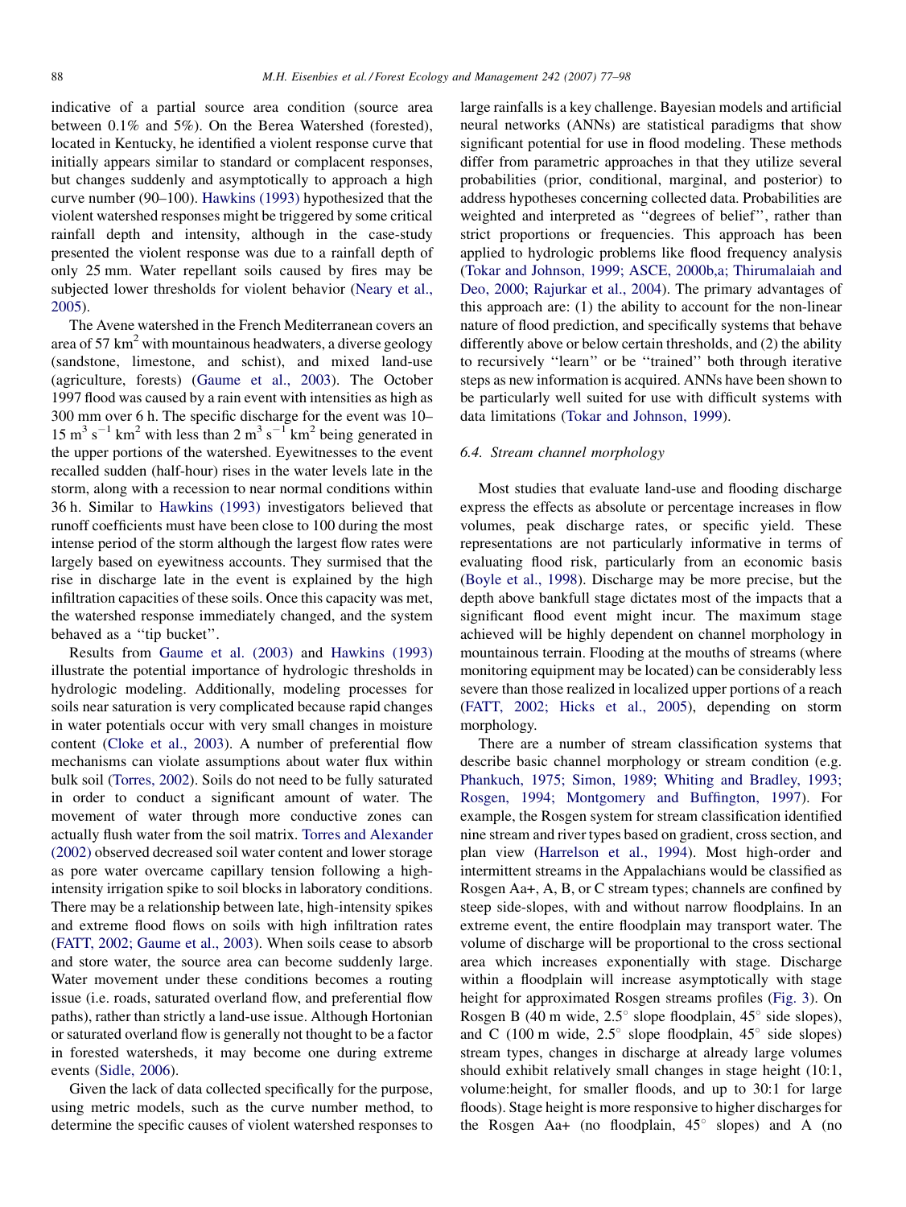indicative of a partial source area condition (source area between 0.1% and 5%). On the Berea Watershed (forested), located in Kentucky, he identified a violent response curve that initially appears similar to standard or complacent responses, but changes suddenly and asymptotically to approach a high curve number (90–100). Hawkins (1993) hypothesized that the violent watershed responses might be triggered by some critical rainfall depth and intensity, although in the case-study presented the violent response was due to a rainfall depth of only 25 mm. Water repellant soils caused by fires may be subjected lower thresholds for violent behavior (Neary et al., 2005).

The Avene watershed in the French Mediterranean covers an area of 57 $km^2$ with mountainous headwaters, a diverse geology (sandstone, limestone, and schist), and mixed land-use (agriculture, forests) (Gaume et al., 2003). The October 1997 flood was caused by a rain event with intensities as high as 300 mm over 6 h. The specific discharge for the event was 10–15 $m^3 s^{-1} km^2$ with less than 2 $m^3 s^{-1} km^2$ being generated in the upper portions of the watershed. Eyewitnesses to the event recalled sudden (half-hour) rises in the water levels late in the storm, along with a recession to near normal conditions within 36 h. Similar to Hawkins (1993) investigators believed that runoff coefficients must have been close to 100 during the most intense period of the storm although the largest flow rates were largely based on eyewitness accounts. They surmised that the rise in discharge late in the event is explained by the high infiltration capacities of these soils. Once this capacity was met, the watershed response immediately changed, and the system behaved as a "tip bucket".

Results from Gaume et al. (2003) and Hawkins (1993) illustrate the potential importance of hydrologic thresholds in hydrologic modeling. Additionally, modeling processes for soils near saturation is very complicated because rapid changes in water potentials occur with very small changes in moisture content (Cloke et al., 2003). A number of preferential flow mechanisms can violate assumptions about water flux within bulk soil (Torres, 2002). Soils do not need to be fully saturated in order to conduct a significant amount of water. The movement of water through more conductive zones can actually flush water from the soil matrix. Torres and Alexander (2002) observed decreased soil water content and lower storage as pore water overcame capillary tension following a high-intensity irrigation spike to soil blocks in laboratory conditions. There may be a relationship between late, high-intensity spikes and extreme flood flows on soils with high infiltration rates (FATT, 2002; Gaume et al., 2003). When soils cease to absorb and store water, the source area can become suddenly large. Water movement under these conditions becomes a routing issue (i.e. roads, saturated overland flow, and preferential flow paths), rather than strictly a land-use issue. Although Hortonian or saturated overland flow is generally not thought to be a factor in forested watersheds, it may become one during extreme events (Sidle, 2006).

Given the lack of data collected specifically for the purpose, using metric models, such as the curve number method, to determine the specific causes of violent watershed responses to large rainfalls is a key challenge. Bayesian models and artificial neural networks (ANNs) are statistical paradigms that show significant potential for use in flood modeling. These methods differ from parametric approaches in that they utilize several probabilities (prior, conditional, marginal, and posterior) to address hypotheses concerning collected data. Probabilities are weighted and interpreted as "degrees of belief", rather than strict proportions or frequencies. This approach has been applied to hydrologic problems like flood frequency analysis (Tokar and Johnson, 1999; ASCE, 2000b,a; Thirumalaiah and Deo, 2000; Rajurkar et al., 2004). The primary advantages of this approach are: (1) the ability to account for the non-linear nature of flood prediction, and specifically systems that behave differently above or below certain thresholds, and (2) the ability to recursively "learn" or be "trained" both through iterative steps as new information is acquired. ANNs have been shown to be particularly well suited for use with difficult systems with data limitations (Tokar and Johnson, 1999).

### 6.4. Stream channel morphology

Most studies that evaluate land-use and flooding discharge express the effects as absolute or percentage increases in flow volumes, peak discharge rates, or specific yield. These representations are not particularly informative in terms of evaluating flood risk, particularly from an economic basis (Boyle et al., 1998). Discharge may be more precise, but the depth above bankfull stage dictates most of the impacts that a significant flood event might incur. The maximum stage achieved will be highly dependent on channel morphology in mountainous terrain. Flooding at the mouths of streams (where monitoring equipment may be located) can be considerably less severe than those realized in localized upper portions of a reach (FATT, 2002; Hicks et al., 2005), depending on storm morphology.

There are a number of stream classification systems that describe basic channel morphology or stream condition (e.g. Phankuch, 1975; Simon, 1989; Whiting and Bradley, 1993; Rosgen, 1994; Montgomery and Buffington, 1997). For example, the Rosgen system for stream classification identified nine stream and river types based on gradient, cross section, and plan view (Harrelson et al., 1994). Most high-order and intermittent streams in the Appalachians would be classified as Rosgen Aa+, A, B, or C stream types; channels are confined by steep side-slopes, with and without narrow floodplains. In an extreme event, the entire floodplain may transport water. The volume of discharge will be proportional to the cross sectional area which increases exponentially with stage. Discharge within a floodplain will increase asymptotically with stage height for approximated Rosgen streams profiles (Fig. 3). On Rosgen B (40 m wide, 2.5° slope floodplain, 45° side slopes), and C (100 m wide, 2.5° slope floodplain, 45° side slopes) stream types, changes in discharge at already large volumes should exhibit relatively small changes in stage height (10:1, volume:height, for smaller floods, and up to 30:1 for large floods). Stage height is more responsive to higher discharges for the Rosgen Aa+ (no floodplain, 45° slopes) and A (no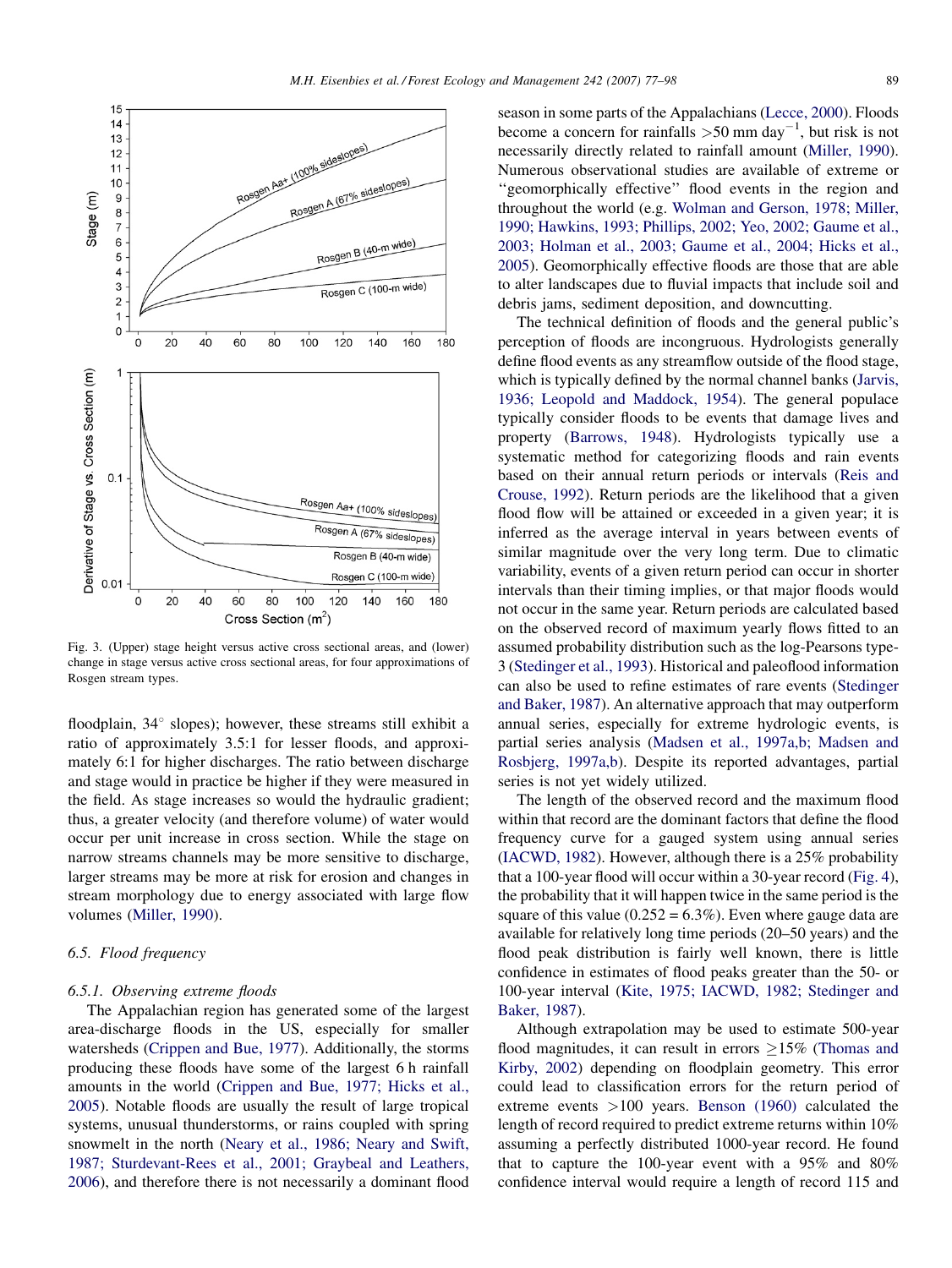Fig. 3. (Upper) stage height versus active cross sectional areas, and (lower) change in stage versus active cross sectional areas, for four approximations of Rosgen stream types.

floodplain, 34° slopes); however, these streams still exhibit a ratio of approximately 3.5:1 for lesser floods, and approximately 6:1 for higher discharges. The ratio between discharge and stage would in practice be higher if they were measured in the field. As stage increases so would the hydraulic gradient; thus, a greater velocity (and therefore volume) of water would occur per unit increase in cross section. While the stage on narrow streams channels may be more sensitive to discharge, larger streams may be more at risk for erosion and changes in stream morphology due to energy associated with large flow volumes (Miller, 1990).

### 6.5. Flood frequency

#### 6.5.1. Observing extreme floods

The Appalachian region has generated some of the largest area-discharge floods in the US, especially for smaller watersheds (Crippen and Bue, 1977). Additionally, the storms producing these floods have some of the largest 6 h rainfall amounts in the world (Crippen and Bue, 1977; Hicks et al., 2005). Notable floods are usually the result of large tropical systems, unusual thunderstorms, or rains coupled with spring snowmelt in the north (Neary et al., 1986; Neary and Swift, 1987; Sturdevant-Rees et al., 2001; Graybeal and Leathers, 2006), and therefore there is not necessarily a dominant flood season in some parts of the Appalachians (Lecce, 2000). Floods become a concern for rainfalls >50 mm day$^{-1}$, but risk is not necessarily directly related to rainfall amount (Miller, 1990). Numerous observational studies are available of extreme or "geomorphically effective" flood events in the region and throughout the world (e.g. Wolman and Gerson, 1978; Miller, 1990; Hawkins, 1993; Phillips, 2002; Yeo, 2002; Gaume et al., 2003; Holman et al., 2003; Gaume et al., 2004; Hicks et al., 2005). Geomorphically effective floods are those that are able to alter landscapes due to fluvial impacts that include soil and debris jams, sediment deposition, and downcutting.

The technical definition of floods and the general public's perception of floods are incongruous. Hydrologists generally define flood events as any streamflow outside of the flood stage, which is typically defined by the normal channel banks (Jarvis, 1936; Leopold and Maddock, 1954). The general populace typically consider floods to be events that damage lives and property (Barrows, 1948). Hydrologists typically use a systematic method for categorizing floods and rain events based on their annual return periods or intervals (Reis and Crouse, 1992). Return periods are the likelihood that a given flood flow will be attained or exceeded in a given year; it is inferred as the average interval in years between events of similar magnitude over the very long term. Due to climatic variability, events of a given return period can occur in shorter intervals than their timing implies, or that major floods would not occur in the same year. Return periods are calculated based on the observed record of maximum yearly flows fitted to an assumed probability distribution such as the log-Pearsons type-3 (Stedinger et al., 1993). Historical and paleoflood information can also be used to refine estimates of rare events (Stedinger and Baker, 1987). An alternative approach that may outperform annual series, especially for extreme hydrologic events, is partial series analysis (Madsen et al., 1997a,b; Madsen and Rosbjerg, 1997a,b). Despite its reported advantages, partial series is not yet widely utilized.

The length of the observed record and the maximum flood within that record are the dominant factors that define the flood frequency curve for a gauged system using annual series (IACWD, 1982). However, although there is a 25% probability that a 100-year flood will occur within a 30-year record (Fig. 4), the probability that it will happen twice in the same period is the square of this value ($0.25^2 = 6.3\%$). Even where gauge data are available for relatively long time periods (20–50 years) and the flood peak distribution is fairly well known, there is little confidence in estimates of flood peaks greater than the 50- or 100-year interval (Kite, 1975; IACWD, 1982; Stedinger and Baker, 1987).

Although extrapolation may be used to estimate 500-year flood magnitudes, it can result in errors ≥15% (Thomas and Kirby, 2002) depending on floodplain geometry. This error could lead to classification errors for the return period of extreme events >100 years. Benson (1960) calculated the length of record required to predict extreme returns within 10% assuming a perfectly distributed 1000-year record. He found that to capture the 100-year event with a 95% and 80% confidence interval would require a length of record 115 and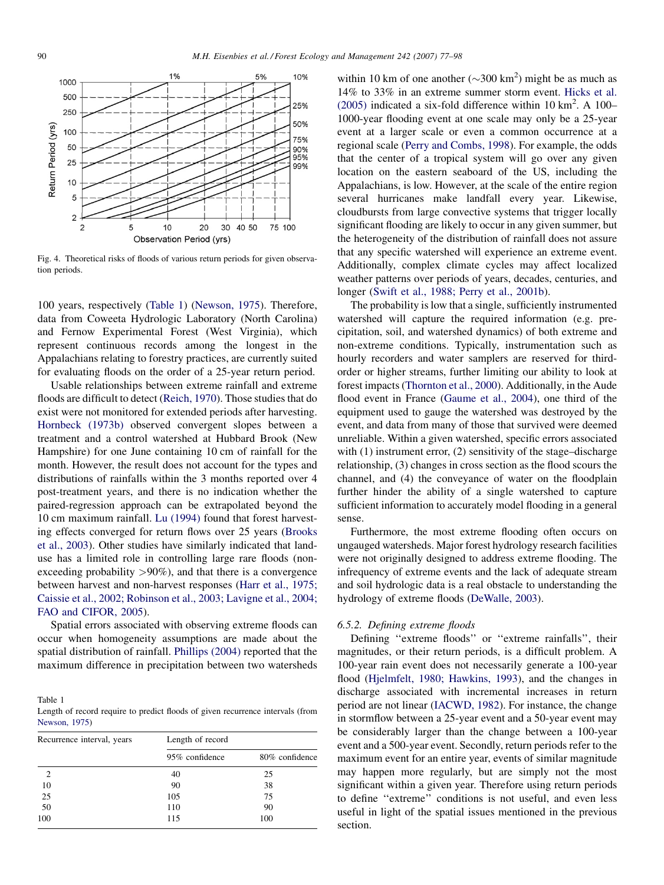Fig. 4. Theoretical risks of floods of various return periods for given observation periods.

100 years, respectively (Table 1) (Newson, 1975). Therefore, data from Coweeta Hydrologic Laboratory (North Carolina) and Fernow Experimental Forest (West Virginia), which represent continuous records among the longest in the Appalachians relating to forestry practices, are currently suited for evaluating floods on the order of a 25-year return period.

Usable relationships between extreme rainfall and extreme floods are difficult to detect (Reich, 1970). Those studies that do exist were not monitored for extended periods after harvesting. Hornbeck (1973b) observed convergent slopes between a treatment and a control watershed at Hubbard Brook (New Hampshire) for one June containing 10 cm of rainfall for the month. However, the result does not account for the types and distributions of rainfalls within the 3 months reported over 4 post-treatment years, and there is no indication whether the paired-regression approach can be extrapolated beyond the 10 cm maximum rainfall. Lu (1994) found that forest harvesting effects converged for return flows over 25 years (Brooks et al., 2003). Other studies have similarly indicated that land-use has a limited role in controlling large rare floods (non-exceeding probability >90%), and that there is a convergence between harvest and non-harvest responses (Harr et al., 1975; Caissie et al., 2002; Robinson et al., 2003; Lavigne et al., 2004; FAO and CIFOR, 2005).

Spatial errors associated with observing extreme floods can occur when homogeneity assumptions are made about the spatial distribution of rainfall. Phillips (2004) reported that the maximum difference in precipitation between two watersheds within 10 km of one another (~300 km$^2$) might be as much as 14% to 33% in an extreme summer storm event. Hicks et al. (2005) indicated a six-fold difference within 10 km$^2$. A 100–1000-year flooding event at one scale may only be a 25-year event at a larger scale or even a common occurrence at a regional scale (Perry and Combs, 1998). For example, the odds that the center of a tropical system will go over any given location on the eastern seaboard of the US, including the Appalachians, is low. However, at the scale of the entire region several hurricanes make landfall every year. Likewise, cloudbursts from large convective systems that trigger locally significant flooding are likely to occur in any given summer, but the heterogeneity of the distribution of rainfall does not assure that any specific watershed will experience an extreme event. Additionally, complex climate cycles may affect localized weather patterns over periods of years, decades, centuries, and longer (Swift et al., 1988; Perry et al., 2001b).

The probability is low that a single, sufficiently instrumented watershed will capture the required information (e.g. precipitation, soil, and watershed dynamics) of both extreme and non-extreme conditions. Typically, instrumentation such as hourly recorders and water samplers are reserved for third-order or higher streams, further limiting our ability to look at forest impacts (Thornton et al., 2000). Additionally, in the Aude flood event in France (Gaume et al., 2004), one third of the equipment used to gauge the watershed was destroyed by the event, and data from many of those that survived were deemed unreliable. Within a given watershed, specific errors associated with (1) instrument error, (2) sensitivity of the stage–discharge relationship, (3) changes in cross section as the flood scours the channel, and (4) the conveyance of water on the floodplain further hinder the ability of a single watershed to capture sufficient information to accurately model flooding in a general sense.

Furthermore, the most extreme flooding often occurs on ungauged watersheds. Major forest hydrology research facilities were not originally designed to address extreme flooding. The infrequency of extreme events and the lack of adequate stream and soil hydrologic data is a real obstacle to understanding the hydrology of extreme floods (DeWalle, 2003).

Table 1
Length of record require to predict floods of given recurrence intervals (from Newson, 1975)

| Recurrence interval, years | Length of record | |
|---|---|---|
| | 95% confidence | 80% confidence |
| 2 | 40 | 25 |
| 10 | 90 | 38 |
| 25 | 105 | 75 |
| 50 | 110 | 90 |
| 100 | 115 | 100 |

### 6.5.2. Defining extreme floods

Defining ''extreme floods'' or ''extreme rainfalls'', their magnitudes, or their return periods, is a difficult problem. A 100-year rain event does not necessarily generate a 100-year flood (Hjelmfelt, 1980; Hawkins, 1993), and the changes in discharge associated with incremental increases in return period are not linear (IACWD, 1982). For instance, the change in stormflow between a 25-year event and a 50-year event may be considerably larger than the change between a 100-year event and a 500-year event. Secondly, return periods refer to the maximum event for an entire year, events of similar magnitude may happen more regularly, but are simply not the most significant within a given year. Therefore using return periods to define ''extreme'' conditions is not useful, and even less useful in light of the spatial issues mentioned in the previous section.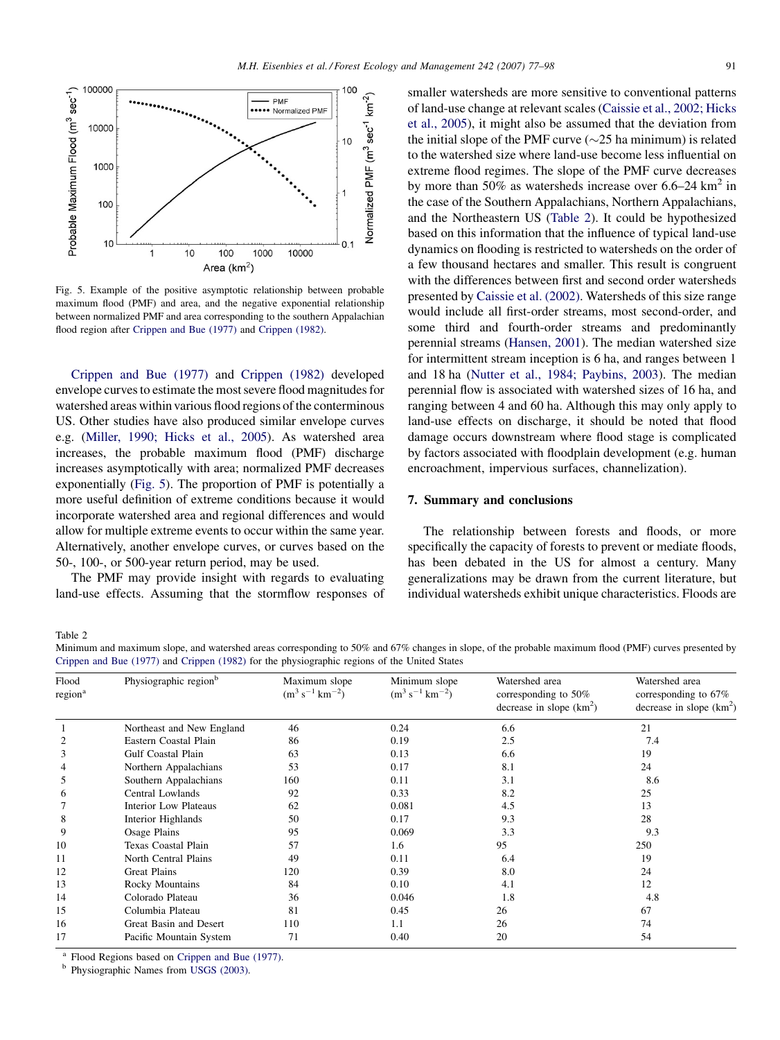Fig. 5. Example of the positive asymptotic relationship between probable maximum flood (PMF) and area, and the negative exponential relationship between normalized PMF and area corresponding to the southern Appalachian flood region after Crippen and Bue (1977) and Crippen (1982).

Crippen and Bue (1977) and Crippen (1982) developed envelope curves to estimate the most severe flood magnitudes for watershed areas within various flood regions of the conterminous US. Other studies have also produced similar envelope curves e.g. (Miller, 1990; Hicks et al., 2005). As watershed area increases, the probable maximum flood (PMF) discharge increases asymptotically with area; normalized PMF decreases exponentially (Fig. 5). The proportion of PMF is potentially a more useful definition of extreme conditions because it would incorporate watershed area and regional differences and would allow for multiple extreme events to occur within the same year. Alternatively, another envelope curves, or curves based on the 50-, 100-, or 500-year return period, may be used.

The PMF may provide insight with regards to evaluating land-use effects. Assuming that the stormflow responses of smaller watersheds are more sensitive to conventional patterns of land-use change at relevant scales (Caissie et al., 2002; Hicks et al., 2005), it might also be assumed that the deviation from the initial slope of the PMF curve (~25 ha minimum) is related to the watershed size where land-use become less influential on extreme flood regimes. The slope of the PMF curve decreases by more than 50% as watersheds increase over 6.6–24 km$^2$ in the case of the Southern Appalachians, Northern Appalachians, and the Northeastern US (Table 2). It could be hypothesized based on this information that the influence of typical land-use dynamics on flooding is restricted to watersheds on the order of a few thousand hectares and smaller. This result is congruent with the differences between first and second order watersheds presented by Caissie et al. (2002). Watersheds of this size range would include all first-order streams, most second-order, and some third and fourth-order streams and predominantly perennial streams (Hansen, 2001). The median watershed size for intermittent stream inception is 6 ha, and ranges between 1 and 18 ha (Nutter et al., 1984; Paybins, 2003). The median perennial flow is associated with watershed sizes of 16 ha, and ranging between 4 and 60 ha. Although this may only apply to land-use effects on discharge, it should be noted that flood damage occurs downstream where flood stage is complicated by factors associated with floodplain development (e.g. human encroachment, impervious surfaces, channelization).

## 7. Summary and conclusions

The relationship between forests and floods, or more specifically the capacity of forests to prevent or mediate floods, has been debated in the US for almost a century. Many generalizations may be drawn from the current literature, but individual watersheds exhibit unique characteristics. Floods are

Table 2
Minimum and maximum slope, and watershed areas corresponding to 50% and 67% changes in slope, of the probable maximum flood (PMF) curves presented by Crippen and Bue (1977) and Crippen (1982) for the physiographic regions of the United States

| Flood region[a] | Physiographic region[b] | Maximum slope ($m^3 s^{-1} km^{-2}$) | Minimum slope ($m^3 s^{-1} km^{-2}$) | Watershed area corresponding to 50% decrease in slope ($km^2$) | Watershed area corresponding to 67% decrease in slope ($km^2$) |
|---|---|---|---|---|---|
| 1 | Northeast and New England | 46 | 0.24 | 6.6 | 21 |
| 2 | Eastern Coastal Plain | 86 | 0.19 | 2.5 | 7.4 |
| 3 | Gulf Coastal Plain | 63 | 0.13 | 6.6 | 19 |
| 4 | Northern Appalachians | 53 | 0.17 | 8.1 | 24 |
| 5 | Southern Appalachians | 160 | 0.11 | 3.1 | 8.6 |
| 6 | Central Lowlands | 92 | 0.33 | 8.2 | 25 |
| 7 | Interior Low Plateaus | 62 | 0.081 | 4.5 | 13 |
| 8 | Interior Highlands | 50 | 0.17 | 9.3 | 28 |
| 9 | Osage Plains | 95 | 0.069 | 3.3 | 9.3 |
| 10 | Texas Coastal Plain | 57 | 1.6 | 95 | 250 |
| 11 | North Central Plains | 49 | 0.11 | 6.4 | 19 |
| 12 | Great Plains | 120 | 0.39 | 8.0 | 24 |
| 13 | Rocky Mountains | 84 | 0.10 | 4.1 | 12 |
| 14 | Colorado Plateau | 36 | 0.046 | 1.8 | 4.8 |
| 15 | Columbia Plateau | 81 | 0.45 | 26 | 67 |
| 16 | Great Basin and Desert | 110 | 1.1 | 26 | 74 |
| 17 | Pacific Mountain System | 71 | 0.40 | 20 | 54 |

[a] Flood Regions based on Crippen and Bue (1977).
[b] Physiographic Names from USGS (2003).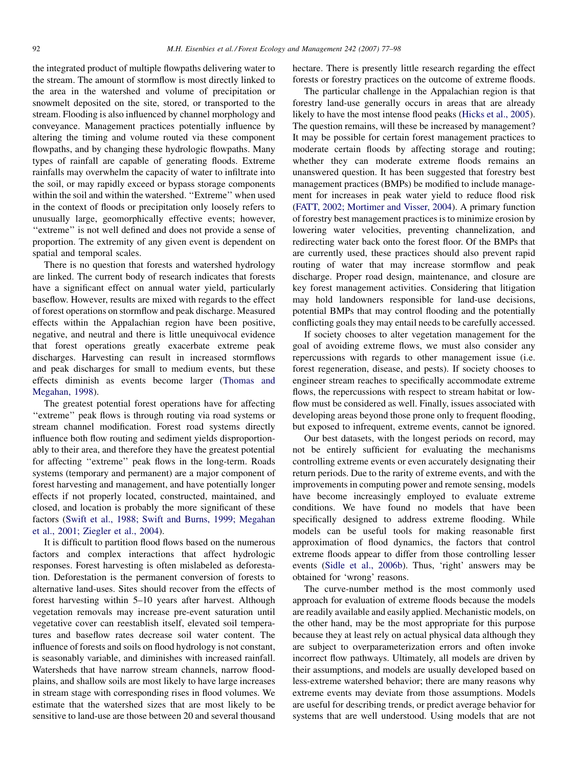the integrated product of multiple flowpaths delivering water to the stream. The amount of stormflow is most directly linked to the area in the watershed and volume of precipitation or snowmelt deposited on the site, stored, or transported to the stream. Flooding is also influenced by channel morphology and conveyance. Management practices potentially influence by altering the timing and volume routed via these component flowpaths, and by changing these hydrologic flowpaths. Many types of rainfall are capable of generating floods. Extreme rainfalls may overwhelm the capacity of water to infiltrate into the soil, or may rapidly exceed or bypass storage components within the soil and within the watershed. ''Extreme'' when used in the context of floods or precipitation only loosely refers to unusually large, geomorphically effective events; however, ''extreme'' is not well defined and does not provide a sense of proportion. The extremity of any given event is dependent on spatial and temporal scales.

There is no question that forests and watershed hydrology are linked. The current body of research indicates that forests have a significant effect on annual water yield, particularly baseflow. However, results are mixed with regards to the effect of forest operations on stormflow and peak discharge. Measured effects within the Appalachian region have been positive, negative, and neutral and there is little unequivocal evidence that forest operations greatly exacerbate extreme peak discharges. Harvesting can result in increased stormflows and peak discharges for small to medium events, but these effects diminish as events become larger (Thomas and Megahan, 1998).

The greatest potential forest operations have for affecting ''extreme'' peak flows is through routing via road systems or stream channel modification. Forest road systems directly influence both flow routing and sediment yields disproportionably to their area, and therefore they have the greatest potential for affecting ''extreme'' peak flows in the long-term. Roads systems (temporary and permanent) are a major component of forest harvesting and management, and have potentially longer effects if not properly located, constructed, maintained, and closed, and location is probably the more significant of these factors (Swift et al., 1988; Swift and Burns, 1999; Megahan et al., 2001; Ziegler et al., 2004).

It is difficult to partition flood flows based on the numerous factors and complex interactions that affect hydrologic responses. Forest harvesting is often mislabeled as deforestation. Deforestation is the permanent conversion of forests to alternative land-uses. Sites should recover from the effects of forest harvesting within 5–10 years after harvest. Although vegetation removals may increase pre-event saturation until vegetative cover can reestablish itself, elevated soil temperatures and baseflow rates decrease soil water content. The influence of forests and soils on flood hydrology is not constant, is seasonably variable, and diminishes with increased rainfall. Watersheds that have narrow stream channels, narrow floodplains, and shallow soils are most likely to have large increases in stream stage with corresponding rises in flood volumes. We estimate that the watershed sizes that are most likely to be sensitive to land-use are those between 20 and several thousand hectare. There is presently little research regarding the effect forests or forestry practices on the outcome of extreme floods.

The particular challenge in the Appalachian region is that forestry land-use generally occurs in areas that are already likely to have the most intense flood peaks (Hicks et al., 2005). The question remains, will these be increased by management? It may be possible for certain forest management practices to moderate certain floods by affecting storage and routing; whether they can moderate extreme floods remains an unanswered question. It has been suggested that forestry best management practices (BMPs) be modified to include management for increases in peak water yield to reduce flood risk (FATT, 2002; Mortimer and Visser, 2004). A primary function of forestry best management practices is to minimize erosion by lowering water velocities, preventing channelization, and redirecting water back onto the forest floor. Of the BMPs that are currently used, these practices should also prevent rapid routing of water that may increase stormflow and peak discharge. Proper road design, maintenance, and closure are key forest management activities. Considering that litigation may hold landowners responsible for land-use decisions, potential BMPs that may control flooding and the potentially conflicting goals they may entail needs to be carefully accessed.

If society chooses to alter vegetation management for the goal of avoiding extreme flows, we must also consider any repercussions with regards to other management issue (i.e. forest regeneration, disease, and pests). If society chooses to engineer stream reaches to specifically accommodate extreme flows, the repercussions with respect to stream habitat or low-flow must be considered as well. Finally, issues associated with developing areas beyond those prone only to frequent flooding, but exposed to infrequent, extreme events, cannot be ignored.

Our best datasets, with the longest periods on record, may not be entirely sufficient for evaluating the mechanisms controlling extreme events or even accurately designating their return periods. Due to the rarity of extreme events, and with the improvements in computing power and remote sensing, models have become increasingly employed to evaluate extreme conditions. We have found no models that have been specifically designed to address extreme flooding. While models can be useful tools for making reasonable first approximation of flood dynamics, the factors that control extreme floods appear to differ from those controlling lesser events (Sidle et al., 2006b). Thus, 'right' answers may be obtained for 'wrong' reasons.

The curve-number method is the most commonly used approach for evaluation of extreme floods because the models are readily available and easily applied. Mechanistic models, on the other hand, may be the most appropriate for this purpose because they at least rely on actual physical data although they are subject to overparameterization errors and often invoke incorrect flow pathways. Ultimately, all models are driven by their assumptions, and models are usually developed based on less-extreme watershed behavior; there are many reasons why extreme events may deviate from those assumptions. Models are useful for describing trends, or predict average behavior for systems that are well understood. Using models that are not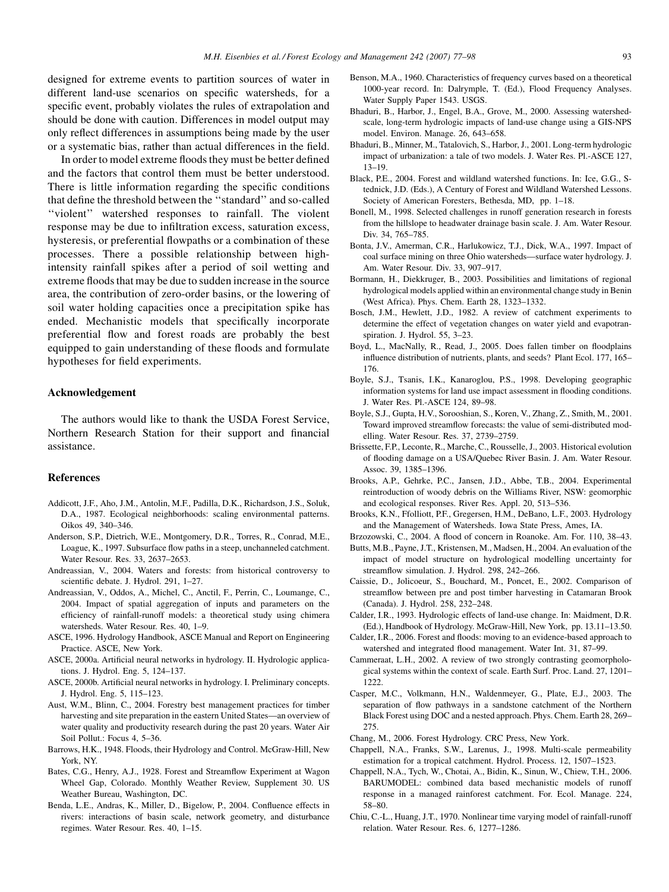designed for extreme events to partition sources of water in different land-use scenarios on specific watersheds, for a specific event, probably violates the rules of extrapolation and should be done with caution. Differences in model output may only reflect differences in assumptions being made by the user or a systematic bias, rather than actual differences in the field.

In order to model extreme floods they must be better defined and the factors that control them must be better understood. There is little information regarding the specific conditions that define the threshold between the ''standard'' and so-called ''violent'' watershed responses to rainfall. The violent response may be due to infiltration excess, saturation excess, hysteresis, or preferential flowpaths or a combination of these processes. There a possible relationship between high-intensity rainfall spikes after a period of soil wetting and extreme floods that may be due to sudden increase in the source area, the contribution of zero-order basins, or the lowering of soil water holding capacities once a precipitation spike has ended. Mechanistic models that specifically incorporate preferential flow and forest roads are probably the best equipped to gain understanding of these floods and formulate hypotheses for field experiments.

## Acknowledgement

The authors would like to thank the USDA Forest Service, Northern Research Station for their support and financial assistance.

## References

Addicott, J.F., Aho, J.M., Antolin, M.F., Padilla, D.K., Richardson, J.S., Soluk, D.A., 1987. Ecological neighborhoods: scaling environmental patterns. Oikos 49, 340–346.

Anderson, S.P., Dietrich, W.E., Montgomery, D.R., Torres, R., Conrad, M.E., Loague, K., 1997. Subsurface flow paths in a steep, unchanneled catchment. Water Resour. Res. 33, 2637–2653.

Andreassian, V., 2004. Waters and forests: from historical controversy to scientific debate. J. Hydrol. 291, 1–27.

Andreassian, V., Oddos, A., Michel, C., Anctil, F., Perrin, C., Loumange, C., 2004. Impact of spatial aggregation of inputs and parameters on the efficiency of rainfall-runoff models: a theoretical study using chimera watersheds. Water Resour. Res. 40, 1–9.

ASCE, 1996. Hydrology Handbook, ASCE Manual and Report on Engineering Practice. ASCE, New York.

ASCE, 2000a. Artificial neural networks in hydrology. II. Hydrologic applications. J. Hydrol. Eng. 5, 124–137.

ASCE, 2000b. Artificial neural networks in hydrology. I. Preliminary concepts. J. Hydrol. Eng. 5, 115–123.

Aust, W.M., Blinn, C., 2004. Forestry best management practices for timber harvesting and site preparation in the eastern United States—an overview of water quality and productivity research during the past 20 years. Water Air Soil Pollut.: Focus 4, 5–36.

Barrows, H.K., 1948. Floods, their Hydrology and Control. McGraw-Hill, New York, NY.

Bates, C.G., Henry, A.J., 1928. Forest and Streamflow Experiment at Wagon Wheel Gap, Colorado. Monthly Weather Review, Supplement 30. US Weather Bureau, Washington, DC.

Benda, L.E., Andras, K., Miller, D., Bigelow, P., 2004. Confluence effects in rivers: interactions of basin scale, network geometry, and disturbance regimes. Water Resour. Res. 40, 1–15.

Benson, M.A., 1960. Characteristics of frequency curves based on a theoretical 1000-year record. In: Dalrymple, T. (Ed.), Flood Frequency Analyses. Water Supply Paper 1543. USGS.

Bhaduri, B., Harbor, J., Engel, B.A., Grove, M., 2000. Assessing watershed-scale, long-term hydrologic impacts of land-use change using a GIS-NPS model. Environ. Manage. 26, 643–658.

Bhaduri, B., Minner, M., Tatalovich, S., Harbor, J., 2001. Long-term hydrologic impact of urbanization: a tale of two models. J. Water Res. Pl.-ASCE 127, 13–19.

Black, P.E., 2004. Forest and wildland watershed functions. In: Ice, G.G., S-tednick, J.D. (Eds.), A Century of Forest and Wildland Watershed Lessons. Society of American Foresters, Bethesda, MD, pp. 1–18.

Bonell, M., 1998. Selected challenges in runoff generation research in forests from the hillslope to headwater drainage basin scale. J. Am. Water Resour. Div. 34, 765–785.

Bonta, J.V., Amerman, C.R., Harlukowicz, T.J., Dick, W.A., 1997. Impact of coal surface mining on three Ohio watersheds—surface water hydrology. J. Am. Water Resour. Div. 33, 907–917.

Bormann, H., Diekkruger, B., 2003. Possibilities and limitations of regional hydrological models applied within an environmental change study in Benin (West Africa). Phys. Chem. Earth 28, 1323–1332.

Bosch, J.M., Hewlett, J.D., 1982. A review of catchment experiments to determine the effect of vegetation changes on water yield and evapotranspiration. J. Hydrol. 55, 3–23.

Boyd, L., MacNally, R., Read, J., 2005. Does fallen timber on floodplains influence distribution of nutrients, plants, and seeds? Plant Ecol. 177, 165–176.

Boyle, S.J., Tsanis, I.K., Kanaroglou, P.S., 1998. Developing geographic information systems for land use impact assessment in flooding conditions. J. Water Res. Pl.-ASCE 124, 89–98.

Boyle, S.J., Gupta, H.V., Sorooshian, S., Koren, V., Zhang, Z., Smith, M., 2001. Toward improved streamflow forecasts: the value of semi-distributed modelling. Water Resour. Res. 37, 2739–2759.

Brissette, F.P., Leconte, R., Marche, C., Rousselle, J., 2003. Historical evolution of flooding damage on a USA/Quebec River Basin. J. Am. Water Resour. Assoc. 39, 1385–1396.

Brooks, A.P., Gehrke, P.C., Jansen, J.D., Abbe, T.B., 2004. Experimental reintroduction of woody debris on the Williams River, NSW: geomorphic and ecological responses. River Res. Appl. 20, 513–536.

Brooks, K.N., Ffolliott, P.F., Gregersen, H.M., DeBano, L.F., 2003. Hydrology and the Management of Watersheds. Iowa State Press, Ames, IA.

Brzozowski, C., 2004. A flood of concern in Roanoke. Am. For. 110, 38–43.

Butts, M.B., Payne, J.T., Kristensen, M., Madsen, H., 2004. An evaluation of the impact of model structure on hydrological modelling uncertainty for streamflow simulation. J. Hydrol. 298, 242–266.

Caissie, D., Jolicoeur, S., Bouchard, M., Poncet, E., 2002. Comparison of streamflow between pre and post timber harvesting in Catamaran Brook (Canada). J. Hydrol. 258, 232–248.

Calder, I.R., 1993. Hydrologic effects of land-use change. In: Maidment, D.R. (Ed.), Handbook of Hydrology. McGraw-Hill, New York, pp. 13.11–13.50.

Calder, I.R., 2006. Forest and floods: moving to an evidence-based approach to watershed and integrated flood management. Water Int. 31, 87–99.

Cammeraat, L.H., 2002. A review of two strongly contrasting geomorphological systems within the context of scale. Earth Surf. Proc. Land. 27, 1201–1222.

Casper, M.C., Volkmann, H.N., Waldenmeyer, G., Plate, E.J., 2003. The separation of flow pathways in a sandstone catchment of the Northern Black Forest using DOC and a nested approach. Phys. Chem. Earth 28, 269–275.

Chang, M., 2006. Forest Hydrology. CRC Press, New York.

Chappell, N.A., Franks, S.W., Larenus, J., 1998. Multi-scale permeability estimation for a tropical catchment. Hydrol. Process. 12, 1507–1523.

Chappell, N.A., Tych, W., Chotai, A., Bidin, K., Sinun, W., Chiew, T.H., 2006. BARUMODEL: combined data based mechanistic models of runoff response in a managed rainforest catchment. For. Ecol. Manage. 224, 58–80.

Chiu, C.-L., Huang, J.T., 1970. Nonlinear time varying model of rainfall-runoff relation. Water Resour. Res. 6, 1277–1286.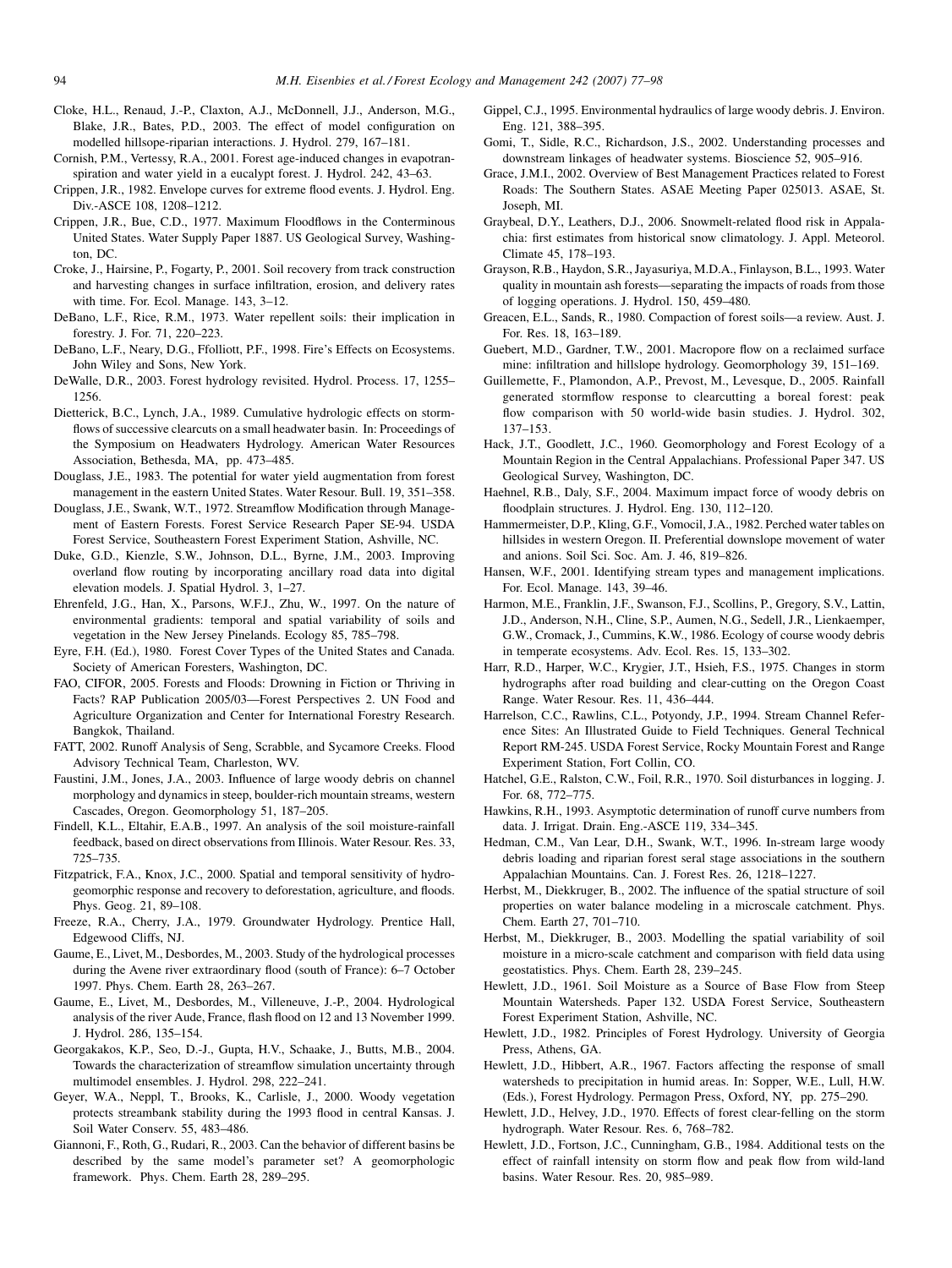Cloke, H.L., Renaud, J.-P., Claxton, A.J., McDonnell, J.J., Anderson, M.G., Blake, J.R., Bates, P.D., 2003. The effect of model configuration on modelled hillsope-riparian interactions. J. Hydrol. 279, 167–181.

Cornish, P.M., Vertessy, R.A., 2001. Forest age-induced changes in evapotranspiration and water yield in a eucalypt forest. J. Hydrol. 242, 43–63.

Crippen, J.R., 1982. Envelope curves for extreme flood events. J. Hydrol. Eng. Div.-ASCE 108, 1208–1212.

Crippen, J.R., Bue, C.D., 1977. Maximum Floodflows in the Conterminous United States. Water Supply Paper 1887. US Geological Survey, Washington, DC.

Croke, J., Hairsine, P., Fogarty, P., 2001. Soil recovery from track construction and harvesting changes in surface infiltration, erosion, and delivery rates with time. For. Ecol. Manage. 143, 3–12.

DeBano, L.F., Rice, R.M., 1973. Water repellent soils: their implication in forestry. J. For. 71, 220–223.

DeBano, L.F., Neary, D.G., Ffolliott, P.F., 1998. Fire's Effects on Ecosystems. John Wiley and Sons, New York.

DeWalle, D.R., 2003. Forest hydrology revisited. Hydrol. Process. 17, 1255–1256.

Dietterick, B.C., Lynch, J.A., 1989. Cumulative hydrologic effects on stormflows of successive clearcuts on a small headwater basin. In: Proceedings of the Symposium on Headwaters Hydrology. American Water Resources Association, Bethesda, MA, pp. 473–485.

Douglass, J.E., 1983. The potential for water yield augmentation from forest management in the eastern United States. Water Resour. Bull. 19, 351–358.

Douglass, J.E., Swank, W.T., 1972. Streamflow Modification through Management of Eastern Forests. Forest Service Research Paper SE-94. USDA Forest Service, Southeastern Forest Experiment Station, Ashville, NC.

Duke, G.D., Kienzle, S.W., Johnson, D.L., Byrne, J.M., 2003. Improving overland flow routing by incorporating ancillary road data into digital elevation models. J. Spatial Hydrol. 3, 1–27.

Ehrenfeld, J.G., Han, X., Parsons, W.F.J., Zhu, W., 1997. On the nature of environmental gradients: temporal and spatial variability of soils and vegetation in the New Jersey Pinelands. Ecology 85, 785–798.

Eyre, F.H. (Ed.), 1980. Forest Cover Types of the United States and Canada. Society of American Foresters, Washington, DC.

FAO, CIFOR, 2005. Forests and Floods: Drowning in Fiction or Thriving in Facts? RAP Publication 2005/03—Forest Perspectives 2. UN Food and Agriculture Organization and Center for International Forestry Research. Bangkok, Thailand.

FATT, 2002. Runoff Analysis of Seng, Scrabble, and Sycamore Creeks. Flood Advisory Technical Team, Charleston, WV.

Faustini, J.M., Jones, J.A., 2003. Influence of large woody debris on channel morphology and dynamics in steep, boulder-rich mountain streams, western Cascades, Oregon. Geomorphology 51, 187–205.

Findell, K.L., Eltahir, E.A.B., 1997. An analysis of the soil moisture-rainfall feedback, based on direct observations from Illinois. Water Resour. Res. 33, 725–735.

Fitzpatrick, F.A., Knox, J.C., 2000. Spatial and temporal sensitivity of hydrogeomorphic response and recovery to deforestation, agriculture, and floods. Phys. Geog. 21, 89–108.

Freeze, R.A., Cherry, J.A., 1979. Groundwater Hydrology. Prentice Hall, Edgewood Cliffs, NJ.

Gaume, E., Livet, M., Desbordes, M., 2003. Study of the hydrological processes during the Avene river extraordinary flood (south of France): 6–7 October 1997. Phys. Chem. Earth 28, 263–267.

Gaume, E., Livet, M., Desbordes, M., Villeneuve, J.-P., 2004. Hydrological analysis of the river Aude, France, flash flood on 12 and 13 November 1999. J. Hydrol. 286, 135–154.

Georgakakos, K.P., Seo, D.-J., Gupta, H.V., Schaake, J., Butts, M.B., 2004. Towards the characterization of streamflow simulation uncertainty through multimodel ensembles. J. Hydrol. 298, 222–241.

Geyer, W.A., Neppl, T., Brooks, K., Carlisle, J., 2000. Woody vegetation protects streambank stability during the 1993 flood in central Kansas. J. Soil Water Conserv. 55, 483–486.

Giannoni, F., Roth, G., Rudari, R., 2003. Can the behavior of different basins be described by the same model's parameter set? A geomorphologic framework. Phys. Chem. Earth 28, 289–295.

Gippel, C.J., 1995. Environmental hydraulics of large woody debris. J. Environ. Eng. 121, 388–395.

Gomi, T., Sidle, R.C., Richardson, J.S., 2002. Understanding processes and downstream linkages of headwater systems. Bioscience 52, 905–916.

Grace, J.M.I., 2002. Overview of Best Management Practices related to Forest Roads: The Southern States. ASAE Meeting Paper 025013. ASAE, St. Joseph, MI.

Graybeal, D.Y., Leathers, D.J., 2006. Snowmelt-related flood risk in Appalachia: first estimates from historical snow climatology. J. Appl. Meteorol. Climate 45, 178–193.

Grayson, R.B., Haydon, S.R., Jayasuriya, M.D.A., Finlayson, B.L., 1993. Water quality in mountain ash forests—separating the impacts of roads from those of logging operations. J. Hydrol. 150, 459–480.

Greacen, E.L., Sands, R., 1980. Compaction of forest soils—a review. Aust. J. For. Res. 18, 163–189.

Guebert, M.D., Gardner, T.W., 2001. Macropore flow on a reclaimed surface mine: infiltration and hillslope hydrology. Geomorphology 39, 151–169.

Guillemette, F., Plamondon, A.P., Prevost, M., Levesque, D., 2005. Rainfall generated stormflow response to clearcutting a boreal forest: peak flow comparison with 50 world-wide basin studies. J. Hydrol. 302, 137–153.

Hack, J.T., Goodlett, J.C., 1960. Geomorphology and Forest Ecology of a Mountain Region in the Central Appalachians. Professional Paper 347. US Geological Survey, Washington, DC.

Haehnel, R.B., Daly, S.F., 2004. Maximum impact force of woody debris on floodplain structures. J. Hydrol. Eng. 130, 112–120.

Hammermeister, D.P., Kling, G.F., Vomocil, J.A., 1982. Perched water tables on hillsides in western Oregon. II. Preferential downslope movement of water and anions. Soil Sci. Soc. Am. J. 46, 819–826.

Hansen, W.F., 2001. Identifying stream types and management implications. For. Ecol. Manage. 143, 39–46.

Harmon, M.E., Franklin, J.F., Swanson, F.J., Scollins, P., Gregory, S.V., Lattin, J.D., Anderson, N.H., Cline, S.P., Aumen, N.G., Sedell, J.R., Lienkaemper, G.W., Cromack, J., Cummins, K.W., 1986. Ecology of course woody debris in temperate ecosystems. Adv. Ecol. Res. 15, 133–302.

Harr, R.D., Harper, W.C., Krygier, J.T., Hsieh, F.S., 1975. Changes in storm hydrographs after road building and clear-cutting on the Oregon Coast Range. Water Resour. Res. 11, 436–444.

Harrelson, C.C., Rawlins, C.L., Potyondy, J.P., 1994. Stream Channel Reference Sites: An Illustrated Guide to Field Techniques. General Technical Report RM-245. USDA Forest Service, Rocky Mountain Forest and Range Experiment Station, Fort Collin, CO.

Hatchel, G.E., Ralston, C.W., Foil, R.R., 1970. Soil disturbances in logging. J. For. 68, 772–775.

Hawkins, R.H., 1993. Asymptotic determination of runoff curve numbers from data. J. Irrigat. Drain. Eng.-ASCE 119, 334–345.

Hedman, C.M., Van Lear, D.H., Swank, W.T., 1996. In-stream large woody debris loading and riparian forest seral stage associations in the southern Appalachian Mountains. Can. J. Forest Res. 26, 1218–1227.

Herbst, M., Diekkruger, B., 2002. The influence of the spatial structure of soil properties on water balance modeling in a microscale catchment. Phys. Chem. Earth 27, 701–710.

Herbst, M., Diekkruger, B., 2003. Modelling the spatial variability of soil moisture in a micro-scale catchment and comparison with field data using geostatistics. Phys. Chem. Earth 28, 239–245.

Hewlett, J.D., 1961. Soil Moisture as a Source of Base Flow from Steep Mountain Watersheds. Paper 132. USDA Forest Service, Southeastern Forest Experiment Station, Ashville, NC.

Hewlett, J.D., 1982. Principles of Forest Hydrology. University of Georgia Press, Athens, GA.

Hewlett, J.D., Hibbert, A.R., 1967. Factors affecting the response of small watersheds to precipitation in humid areas. In: Sopper, W.E., Lull, H.W. (Eds.), Forest Hydrology. Permagon Press, Oxford, NY, pp. 275–290.

Hewlett, J.D., Helvey, J.D., 1970. Effects of forest clear-felling on the storm hydrograph. Water Resour. Res. 6, 768–782.

Hewlett, J.D., Fortson, J.C., Cunningham, G.B., 1984. Additional tests on the effect of rainfall intensity on storm flow and peak flow from wild-land basins. Water Resour. Res. 20, 985–989.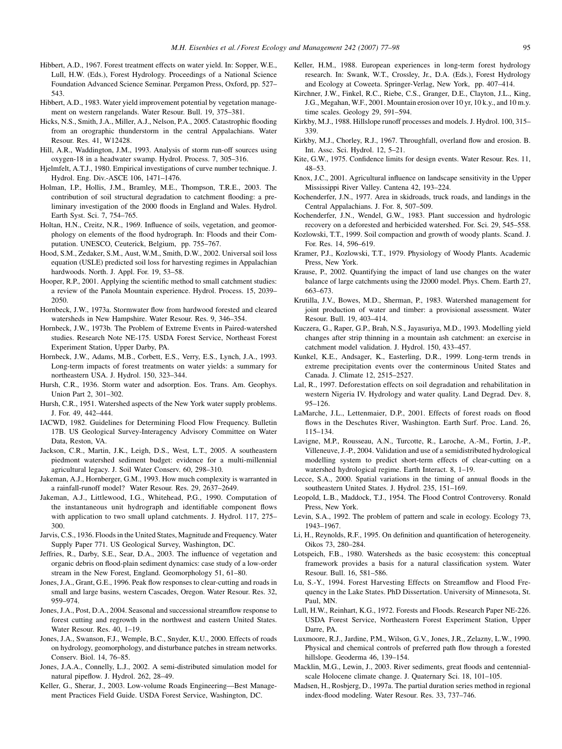Hibbert, A.D., 1967. Forest treatment effects on water yield. In: Sopper, W.E., Lull, H.W. (Eds.), Forest Hydrology. Proceedings of a National Science Foundation Advanced Science Seminar. Pergamon Press, Oxford, pp. 527–543.

Hibbert, A.D., 1983. Water yield improvement potential by vegetation management on western rangelands. Water Resour. Bull. 19, 375–381.

Hicks, N.S., Smith, J.A., Miller, A.J., Nelson, P.A., 2005. Catastrophic flooding from an orographic thunderstorm in the central Appalachians. Water Resour. Res. 41, W12428.

Hill, A.R., Waddington, J.M., 1993. Analysis of storm run-off sources using oxygen-18 in a headwater swamp. Hydrol. Process. 7, 305–316.

Hjelmfelt, A.T.J., 1980. Empirical investigations of curve number technique. J. Hydrol. Eng. Div.-ASCE 106, 1471–1476.

Holman, I.P., Hollis, J.M., Bramley, M.E., Thompson, T.R.E., 2003. The contribution of soil structural degradation to catchment flooding: a preliminary investigation of the 2000 floods in England and Wales. Hydrol. Earth Syst. Sci. 7, 754–765.

Holtan, H.N., Creitz, N.R., 1969. Influence of soils, vegetation, and geomorphology on elements of the flood hydrograph. In: Floods and their Computation. UNESCO, Ceuterick, Belgium, pp. 755–767.

Hood, S.M., Zedaker, S.M., Aust, W.M., Smith, D.W., 2002. Universal soil loss equation (USLE) predicted soil loss for harvesting regimes in Appalachian hardwoods. North. J. Appl. For. 19, 53–58.

Hooper, R.P., 2001. Applying the scientific method to small catchment studies: a review of the Panola Mountain experience. Hydrol. Process. 15, 2039–2050.

Hornbeck, J.W., 1973a. Stormwater flow from hardwood forested and cleared watersheds in New Hampshire. Water Resour. Res. 9, 346–354.

Hornbeck, J.W., 1973b. The Problem of Extreme Events in Paired-watershed studies. Research Note NE-175. USDA Forest Service, Northeast Forest Experiment Station, Upper Darby, PA.

Hornbeck, J.W., Adams, M.B., Corbett, E.S., Verry, E.S., Lynch, J.A., 1993. Long-term impacts of forest treatments on water yields: a summary for northeastern USA. J. Hydrol. 150, 323–344.

Hursh, C.R., 1936. Storm water and adsorption. Eos. Trans. Am. Geophys. Union Part 2, 301–302.

Hursh, C.R., 1951. Watershed aspects of the New York water supply problems. J. For. 49, 442–444.

IACWD, 1982. Guidelines for Determining Flood Flow Frequency. Bulletin 17B. US Geological Survey-Interagency Advisory Committee on Water Data, Reston, VA.

Jackson, C.R., Martin, J.K., Leigh, D.S., West, L.T., 2005. A southeastern piedmont watershed sediment budget: evidence for a multi-millennial agricultural legacy. J. Soil Water Conserv. 60, 298–310.

Jakeman, A.J., Hornberger, G.M., 1993. How much complexity is warranted in a rainfall-runoff model? Water Resour. Res. 29, 2637–2649.

Jakeman, A.J., Littlewood, I.G., Whitehead, P.G., 1990. Computation of the instantaneous unit hydrograph and identifiable component flows with application to two small upland catchments. J. Hydrol. 117, 275–300.

Jarvis, C.S., 1936. Floods in the United States, Magnitude and Frequency. Water Supply Paper 771. US Geological Survey, Washington, DC.

Jeffries, R., Darby, S.E., Sear, D.A., 2003. The influence of vegetation and organic debris on flood-plain sediment dynamics: case study of a low-order stream in the New Forest, England. Geomorphology 51, 61–80.

Jones, J.A., Grant, G.E., 1996. Peak flow responses to clear-cutting and roads in small and large basins, western Cascades, Oregon. Water Resour. Res. 32, 959–974.

Jones, J.A., Post, D.A., 2004. Seasonal and successional streamflow response to forest cutting and regrowth in the northwest and eastern United States. Water Resour. Res. 40, 1–19.

Jones, J.A., Swanson, F.J., Wemple, B.C., Snyder, K.U., 2000. Effects of roads on hydrology, geomorphology, and disturbance patches in stream networks. Conserv. Biol. 14, 76–85.

Jones, J.A.A., Connelly, L.J., 2002. A semi-distributed simulation model for natural pipeflow. J. Hydrol. 262, 28–49.

Keller, G., Sherar, J., 2003. Low-volume Roads Engineering—Best Management Practices Field Guide. USDA Forest Service, Washington, DC.

Keller, H.M., 1988. European experiences in long-term forest hydrology research. In: Swank, W.T., Crossley, Jr., D.A. (Eds.), Forest Hydrology and Ecology at Coweeta. Springer-Verlag, New York, pp. 407–414.

Kirchner, J.W., Finkel, R.C., Riebe, C.S., Granger, D.E., Clayton, J.L., King, J.G., Megahan, W.F., 2001. Mountain erosion over 10 yr, 10 k.y., and 10 m.y. time scales. Geology 29, 591–594.

Kirkby, M.J., 1988. Hillslope runoff processes and models. J. Hydrol. 100, 315–339.

Kirkby, M.J., Chorley, R.J., 1967. Throughfall, overland flow and erosion. B. Int. Assc. Sci. Hydrol. 12, 5–21.

Kite, G.W., 1975. Confidence limits for design events. Water Resour. Res. 11, 48–53.

Knox, J.C., 2001. Agricultural influence on landscape sensitivity in the Upper Mississippi River Valley. Cantena 42, 193–224.

Kochenderfer, J.N., 1977. Area in skidroads, truck roads, and landings in the Central Appalachians. J. For. 8, 507–509.

Kochenderfer, J.N., Wendel, G.W., 1983. Plant succession and hydrologic recovery on a deforested and herbicided watershed. For. Sci. 29, 545–558.

Kozlowski, T.T., 1999. Soil compaction and growth of woody plants. Scand. J. For. Res. 14, 596–619.

Kramer, P.J., Kozlowski, T.T., 1979. Physiology of Woody Plants. Academic Press, New York.

Krause, P., 2002. Quantifying the impact of land use changes on the water balance of large catchments using the J2000 model. Phys. Chem. Earth 27, 663–673.

Krutilla, J.V., Bowes, M.D., Sherman, P., 1983. Watershed management for joint production of water and timber: a provisional assessment. Water Resour. Bull. 19, 403–414.

Kuczera, G., Raper, G.P., Brah, N.S., Jayasuriya, M.D., 1993. Modelling yield changes after strip thinning in a mountain ash catchment: an exercise in catchment model validation. J. Hydrol. 150, 433–457.

Kunkel, K.E., Andsager, K., Easterling, D.R., 1999. Long-term trends in extreme precipitation events over the conterminous United States and Canada. J. Climate 12, 2515–2527.

Lal, R., 1997. Deforestation effects on soil degradation and rehabilitation in western Nigeria IV. Hydrology and water quality. Land Degrad. Dev. 8, 95–126.

LaMarche, J.L., Lettenmaier, D.P., 2001. Effects of forest roads on flood flows in the Deschutes River, Washington. Earth Surf. Proc. Land. 26, 115–134.

Lavigne, M.P., Rousseau, A.N., Turcotte, R., Laroche, A.-M., Fortin, J.-P., Villeneuve, J.-P., 2004. Validation and use of a semidistributed hydrological modelling system to predict short-term effects of clear-cutting on a watershed hydrological regime. Earth Interact. 8, 1–19.

Lecce, S.A., 2000. Spatial variations in the timing of annual floods in the southeastern United States. J. Hydrol. 235, 151–169.

Leopold, L.B., Maddock, T.J., 1954. The Flood Control Controversy. Ronald Press, New York.

Levin, S.A., 1992. The problem of pattern and scale in ecology. Ecology 73, 1943–1967.

Li, H., Reynolds, R.F., 1995. On definition and quantification of heterogeneity. Oikos 73, 280–284.

Lotspeich, F.B., 1980. Watersheds as the basic ecosystem: this conceptual framework provides a basis for a natural classification system. Water Resour. Bull. 16, 581–586.

Lu, S.-Y., 1994. Forest Harvesting Effects on Streamflow and Flood Frequency in the Lake States. PhD Dissertation. University of Minnesota, St. Paul, MN.

Lull, H.W., Reinhart, K.G., 1972. Forests and Floods. Research Paper NE-226. USDA Forest Service, Northeastern Forest Experiment Station, Upper Darre, PA.

Luxmoore, R.J., Jardine, P.M., Wilson, G.V., Jones, J.R., Zelazny, L.W., 1990. Physical and chemical controls of preferred path flow through a forested hillslope. Geoderma 46, 139–154.

Macklin, M.G., Lewin, J., 2003. River sediments, great floods and centennial-scale Holocene climate change. J. Quaternary Sci. 18, 101–105.

Madsen, H., Rosbjerg, D., 1997a. The partial duration series method in regional index-flood modeling. Water Resour. Res. 33, 737–746.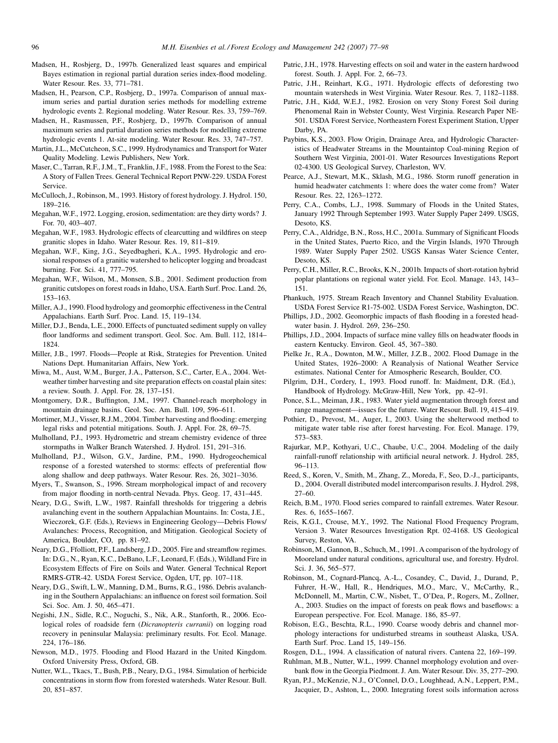Madsen, H., Rosbjerg, D., 1997b. Generalized least squares and empirical Bayes estimation in regional partial duration series index-flood modeling. Water Resour. Res. 33, 771–781.

Madsen, H., Pearson, C.P., Rosbjerg, D., 1997a. Comparison of annual maximum series and partial duration series methods for modelling extreme hydrologic events 2. Regional modeling. Water Resour. Res. 33, 759–769.

Madsen, H., Rasmussen, P.F., Rosbjerg, D., 1997b. Comparison of annual maximum series and partial duration series methods for modelling extreme hydrologic events 1. At-site modeling. Water Resour. Res. 33, 747–757.

Martin, J.L., McCutcheon, S.C., 1999. Hydrodynamics and Transport for Water Quality Modeling. Lewis Publishers, New York.

Maser, C., Tarran, R.F., J.M., T., Franklin, J.F., 1988. From the Forest to the Sea: A Story of Fallen Trees. General Technical Report PNW-229. USDA Forest Service.

McCulloch, J., Robinson, M., 1993. History of forest hydrology. J. Hydrol. 150, 189–216.

Megahan, W.F., 1972. Logging, erosion, sedimentation: are they dirty words? J. For. 70, 403–407.

Megahan, W.F., 1983. Hydrologic effects of clearcutting and wildfires on steep granitic slopes in Idaho. Water Resour. Res. 19, 811–819.

Megahan, W.F., King, J.G., Seyedbagheri, K.A., 1995. Hydrologic and erosional responses of a granitic watershed to helicopter logging and broadcast burning. For. Sci. 41, 777–795.

Megahan, W.F., Wilson, M., Monsen, S.B., 2001. Sediment production from granitic cutslopes on forest roads in Idaho, USA. Earth Surf. Proc. Land. 26, 153–163.

Miller, A.J., 1990. Flood hydrology and geomorphic effectiveness in the Central Appalachians. Earth Surf. Proc. Land. 15, 119–134.

Miller, D.J., Benda, L.E., 2000. Effects of punctuated sediment supply on valley floor landforms and sediment transport. Geol. Soc. Am. Bull. 112, 1814–1824.

Miller, J.B., 1997. Floods—People at Risk, Strategies for Prevention. United Nations Dept. Humanitarian Affairs, New York.

Miwa, M., Aust, W.M., Burger, J.A., Patterson, S.C., Carter, E.A., 2004. Wet-weather timber harvesting and site preparation effects on coastal plain sites: a review. South. J. Appl. For. 28, 137–151.

Montgomery, D.R., Buffington, J.M., 1997. Channel-reach morphology in mountain drainage basins. Geol. Soc. Am. Bull. 109, 596–611.

Mortimer, M.J., Visser, R.J.M., 2004. Timber harvesting and flooding: emerging legal risks and potential mitigations. South. J. Appl. For. 28, 69–75.

Mulholland, P.J., 1993. Hydrometric and stream chemistry evidence of three stormpaths in Walker Branch Watershed. J. Hydrol. 151, 291–316.

Mulholland, P.J., Wilson, G.V., Jardine, P.M., 1990. Hydrogeochemical response of a forested watershed to storms: effects of preferential flow along shallow and deep pathways. Water Resour. Res. 26, 3021–3036.

Myers, T., Swanson, S., 1996. Stream morphological impact of and recovery from major flooding in north-central Nevada. Phys. Geog. 17, 431–445.

Neary, D.G., Swift, L.W., 1987. Rainfall thresholds for triggering a debris avalanching event in the southern Appalachian Mountains. In: Costa, J.E., Wieczorek, G.F. (Eds.), Reviews in Engineering Geology—Debris Flows/Avalanches: Process, Recognition, and Mitigation. Geological Society of America, Boulder, CO, pp. 81–92.

Neary, D.G., Ffolliott, P.F., Landsberg, J.D., 2005. Fire and streamflow regimes. In: D.G., N., Ryan, K.C., DeBano, L.F., Leonard, F. (Eds.), Wildland Fire in Ecosystem Effects of Fire on Soils and Water. General Technical Report RMRS-GTR-42. USDA Forest Service, Ogden, UT, pp. 107–118.

Neary, D.G., Swift, L.W., Manning, D.M., Burns, R.G., 1986. Debris avalanching in the Southern Appalachians: an influence on forest soil formation. Soil Sci. Soc. Am. J. 50, 465–471.

Negishi, J.N., Sidle, R.C., Noguchi, S., Nik, A.R., Stanforth, R., 2006. Ecological roles of roadside fern (*Dicranopteris curranii*) on logging road recovery in peninsular Malaysia: preliminary results. For. Ecol. Manage. 224, 176–186.

Newson, M.D., 1975. Flooding and Flood Hazard in the United Kingdom. Oxford University Press, Oxford, GB.

Nutter, W.L., Tkacs, T., Bush, P.B., Neary, D.G., 1984. Simulation of herbicide concentrations in storm flow from forested watersheds. Water Resour. Bull. 20, 851–857.

Patric, J.H., 1978. Harvesting effects on soil and water in the eastern hardwood forest. South. J. Appl. For. 2, 66–73.

Patric, J.H., Reinhart, K.G., 1971. Hydrologic effects of deforesting two mountain watersheds in West Virginia. Water Resour. Res. 7, 1182–1188.

Patric, J.H., Kidd, W.E.J., 1982. Erosion on very Stony Forest Soil during Phenomenal Rain in Webster County, West Virginia. Research Paper NE-501. USDA Forest Service, Northeastern Forest Experiment Station, Upper Darby, PA.

Paybins, K.S., 2003. Flow Origin, Drainage Area, and Hydrologic Characteristics of Headwater Streams in the Mountaintop Coal-mining Region of Southern West Virginia, 2001-01. Water Resources Investigations Report 02-4300. US Geological Survey, Charleston, WV.

Pearce, A.J., Stewart, M.K., Sklash, M.G., 1986. Storm runoff generation in humid headwater catchments 1: where does the water come from? Water Resour. Res. 22, 1263–1272.

Perry, C.A., Combs, L.J., 1998. Summary of Floods in the United States, January 1992 Through September 1993. Water Supply Paper 2499. USGS, Desoto, KS.

Perry, C.A., Aldridge, B.N., Ross, H.C., 2001a. Summary of Significant Floods in the United States, Puerto Rico, and the Virgin Islands, 1970 Through 1989. Water Supply Paper 2502. USGS Kansas Water Science Center, Desoto, KS.

Perry, C.H., Miller, R.C., Brooks, K.N., 2001b. Impacts of short-rotation hybrid poplar plantations on regional water yield. For. Ecol. Manage. 143, 143–151.

Phankuch, 1975. Stream Reach Inventory and Channel Stability Evaluation. USDA Forest Service R1-75-002. USDA Forest Service, Washington, DC.

Phillips, J.D., 2002. Geomorphic impacts of flash flooding in a forested headwater basin. J. Hydrol. 269, 236–250.

Phillips, J.D., 2004. Impacts of surface mine valley fills on headwater floods in eastern Kentucky. Environ. Geol. 45, 367–380.

Pielke Jr., R.A., Downton, M.W., Miller, J.Z.B., 2002. Flood Damage in the United States, 1926–2000: A Reanalysis of National Weather Service estimates. National Center for Atmospheric Research, Boulder, CO.

Pilgrim, D.H., Cordery, I., 1993. Flood runoff. In: Maidment, D.R. (Ed.), Handbook of Hydrology. McGraw-Hill, New York, pp. 42–91.

Ponce, S.L., Meiman, J.R., 1983. Water yield augmentation through forest and range management—issues for the future. Water Resour. Bull. 19, 415–419.

Pothier, D., Prevost, M., Auger, I., 2003. Using the shelterwood method to mitigate water table rise after forest harvesting. For. Ecol. Manage. 179, 573–583.

Rajurkar, M.P., Kothyari, U.C., Chaube, U.C., 2004. Modeling of the daily rainfall-runoff relationship with artificial neural network. J. Hydrol. 285, 96–113.

Reed, S., Koren, V., Smith, M., Zhang, Z., Moreda, F., Seo, D.-J., participants, D., 2004. Overall distributed model intercomparison results. J. Hydrol. 298, 27–60.

Reich, B.M., 1970. Flood series compared to rainfall extremes. Water Resour. Res. 6, 1655–1667.

Reis, K.G.I., Crouse, M.Y., 1992. The National Flood Frequency Program, Version 3. Water Resources Investigation Rpt. 02-4168. US Geological Survey, Reston, VA.

Robinson, M., Gannon, B., Schuch, M., 1991. A comparison of the hydrology of Mooreland under natural conditions, agricultural use, and forestry. Hydrol. Sci. J. 36, 565–577.

Robinson, M., Cognard-Plancq, A.-L., Cosandey, C., David, J., Durand, P., Fuhrer, H.-W., Hall, R., Hendriques, M.O., Marc, V., McCarthy, R., McDonnell, M., Martin, C.W., Nisbet, T., O'Dea, P., Rogers, M., Zollner, A., 2003. Studies on the impact of forests on peak flows and baseflows: a European perspective. For. Ecol. Manage. 186, 85–97.

Robison, E.G., Beschta, R.L., 1990. Coarse woody debris and channel morphology interactions for undisturbed streams in southeast Alaska, USA. Earth Surf. Proc. Land 15, 149–156.

Rosgen, D.L., 1994. A classification of natural rivers. Cantena 22, 169–199.

Ruhlman, M.B., Nutter, W.L., 1999. Channel morphology evolution and overbank flow in the Georgia Piedmont. J. Am. Water Resour. Div. 35, 277–290.

Ryan, P.J., McKenzie, N.J., O'Connel, D.O., Loughhead, A.N., Leppert, P.M., Jacquier, D., Ashton, L., 2000. Integrating forest soils information across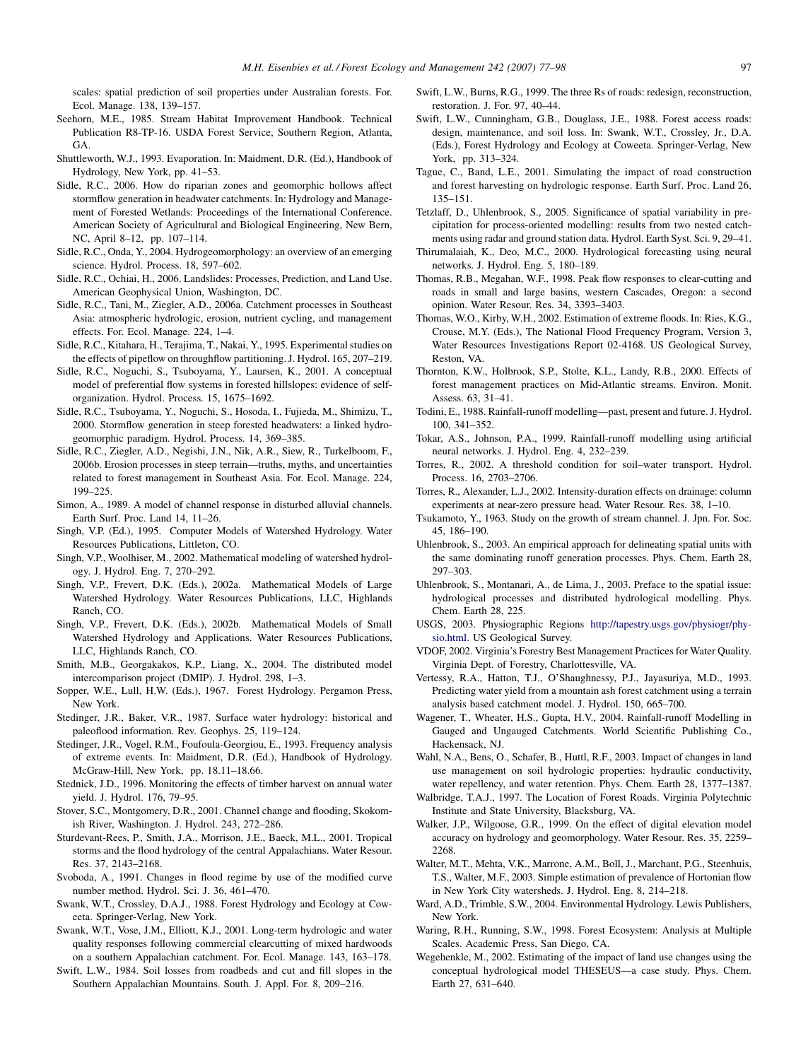scales: spatial prediction of soil properties under Australian forests. For. Ecol. Manage. 138, 139–157.

Seehorn, M.E., 1985. Stream Habitat Improvement Handbook. Technical Publication R8-TP-16. USDA Forest Service, Southern Region, Atlanta, GA.

Shuttleworth, W.J., 1993. Evaporation. In: Maidment, D.R. (Ed.), Handbook of Hydrology, New York, pp. 41–53.

Sidle, R.C., 2006. How do riparian zones and geomorphic hollows affect stormflow generation in headwater catchments. In: Hydrology and Management of Forested Wetlands: Proceedings of the International Conference. American Society of Agricultural and Biological Engineering, New Bern, NC, April 8–12, pp. 107–114.

Sidle, R.C., Onda, Y., 2004. Hydrogeomorphology: an overview of an emerging science. Hydrol. Process. 18, 597–602.

Sidle, R.C., Ochiai, H., 2006. Landslides: Processes, Prediction, and Land Use. American Geophysical Union, Washington, DC.

Sidle, R.C., Tani, M., Ziegler, A.D., 2006a. Catchment processes in Southeast Asia: atmospheric hydrologic, erosion, nutrient cycling, and management effects. For. Ecol. Manage. 224, 1–4.

Sidle, R.C., Kitahara, H., Terajima, T., Nakai, Y., 1995. Experimental studies on the effects of pipeflow on throughflow partitioning. J. Hydrol. 165, 207–219.

Sidle, R.C., Noguchi, S., Tsuboyama, Y., Laursen, K., 2001. A conceptual model of preferential flow systems in forested hillslopes: evidence of self-organization. Hydrol. Process. 15, 1675–1692.

Sidle, R.C., Tsuboyama, Y., Noguchi, S., Hosoda, I., Fujieda, M., Shimizu, T., 2000. Stormflow generation in steep forested headwaters: a linked hydrogeomorphic paradigm. Hydrol. Process. 14, 369–385.

Sidle, R.C., Ziegler, A.D., Negishi, J.N., Nik, A.R., Siew, R., Turkelboom, F., 2006b. Erosion processes in steep terrain—truths, myths, and uncertainties related to forest management in Southeast Asia. For. Ecol. Manage. 224, 199–225.

Simon, A., 1989. A model of channel response in disturbed alluvial channels. Earth Surf. Proc. Land 14, 11–26.

Singh, V.P. (Ed.), 1995. Computer Models of Watershed Hydrology. Water Resources Publications, Littleton, CO.

Singh, V.P., Woolhiser, M., 2002. Mathematical modeling of watershed hydrology. J. Hydrol. Eng. 7, 270–292.

Singh, V.P., Frevert, D.K. (Eds.), 2002a. Mathematical Models of Large Watershed Hydrology. Water Resources Publications, LLC, Highlands Ranch, CO.

Singh, V.P., Frevert, D.K. (Eds.), 2002b. Mathematical Models of Small Watershed Hydrology and Applications. Water Resources Publications, LLC, Highlands Ranch, CO.

Smith, M.B., Georgakakos, K.P., Liang, X., 2004. The distributed model intercomparison project (DMIP). J. Hydrol. 298, 1–3.

Sopper, W.E., Lull, H.W. (Eds.), 1967. Forest Hydrology. Pergamon Press, New York.

Stedinger, J.R., Baker, V.R., 1987. Surface water hydrology: historical and paleoflood information. Rev. Geophys. 25, 119–124.

Stedinger, J.R., Vogel, R.M., Foufoula-Georgiou, E., 1993. Frequency analysis of extreme events. In: Maidment, D.R. (Ed.), Handbook of Hydrology. McGraw-Hill, New York, pp. 18.11–18.66.

Stednick, J.D., 1996. Monitoring the effects of timber harvest on annual water yield. J. Hydrol. 176, 79–95.

Stover, S.C., Montgomery, D.R., 2001. Channel change and flooding, Skokomish River, Washington. J. Hydrol. 243, 272–286.

Sturdevant-Rees, P., Smith, J.A., Morrison, J.E., Baeck, M.L., 2001. Tropical storms and the flood hydrology of the central Appalachians. Water Resour. Res. 37, 2143–2168.

Svoboda, A., 1991. Changes in flood regime by use of the modified curve number method. Hydrol. Sci. J. 36, 461–470.

Swank, W.T., Crossley, D.A.J., 1988. Forest Hydrology and Ecology at Coweeta. Springer-Verlag, New York.

Swank, W.T., Vose, J.M., Elliott, K.J., 2001. Long-term hydrologic and water quality responses following commercial clearcutting of mixed hardwoods on a southern Appalachian catchment. For. Ecol. Manage. 143, 163–178.

Swift, L.W., 1984. Soil losses from roadbeds and cut and fill slopes in the Southern Appalachian Mountains. South. J. Appl. For. 8, 209–216.

Swift, L.W., Burns, R.G., 1999. The three Rs of roads: redesign, reconstruction, restoration. J. For. 97, 40–44.

Swift, L.W., Cunningham, G.B., Douglass, J.E., 1988. Forest access roads: design, maintenance, and soil loss. In: Swank, W.T., Crossley, Jr., D.A. (Eds.), Forest Hydrology and Ecology at Coweeta. Springer-Verlag, New York, pp. 313–324.

Tague, C., Band, L.E., 2001. Simulating the impact of road construction and forest harvesting on hydrologic response. Earth Surf. Proc. Land 26, 135–151.

Tetzlaff, D., Uhlenbrook, S., 2005. Significance of spatial variability in precipitation for process-oriented modelling: results from two nested catchments using radar and ground station data. Hydrol. Earth Syst. Sci. 9, 29–41.

Thirumalaiah, K., Deo, M.C., 2000. Hydrological forecasting using neural networks. J. Hydrol. Eng. 5, 180–189.

Thomas, R.B., Megahan, W.F., 1998. Peak flow responses to clear-cutting and roads in small and large basins, western Cascades, Oregon: a second opinion. Water Resour. Res. 34, 3393–3403.

Thomas, W.O., Kirby, W.H., 2002. Estimation of extreme floods. In: Ries, K.G., Crouse, M.Y. (Eds.), The National Flood Frequency Program, Version 3, Water Resources Investigations Report 02-4168. US Geological Survey, Reston, VA.

Thornton, K.W., Holbrook, S.P., Stolte, K.L., Landy, R.B., 2000. Effects of forest management practices on Mid-Atlantic streams. Environ. Monit. Assess. 63, 31–41.

Todini, E., 1988. Rainfall-runoff modelling—past, present and future. J. Hydrol. 100, 341–352.

Tokar, A.S., Johnson, P.A., 1999. Rainfall-runoff modelling using artificial neural networks. J. Hydrol. Eng. 4, 232–239.

Torres, R., 2002. A threshold condition for soil–water transport. Hydrol. Process. 16, 2703–2706.

Torres, R., Alexander, L.J., 2002. Intensity-duration effects on drainage: column experiments at near-zero pressure head. Water Resour. Res. 38, 1–10.

Tsukamoto, Y., 1963. Study on the growth of stream channel. J. Jpn. For. Soc. 45, 186–190.

Uhlenbrook, S., 2003. An empirical approach for delineating spatial units with the same dominating runoff generation processes. Phys. Chem. Earth 28, 297–303.

Uhlenbrook, S., Montanari, A., de Lima, J., 2003. Preface to the spatial issue: hydrological processes and distributed hydrological modelling. Phys. Chem. Earth 28, 225.

USGS, 2003. Physiographic Regions http://tapestry.usgs.gov/physiogr/physio.html. US Geological Survey.

VDOF, 2002. Virginia's Forestry Best Management Practices for Water Quality. Virginia Dept. of Forestry, Charlottesville, VA.

Vertessy, R.A., Hatton, T.J., O'Shaughnessy, P.J., Jayasuriya, M.D., 1993. Predicting water yield from a mountain ash forest catchment using a terrain analysis based catchment model. J. Hydrol. 150, 665–700.

Wagener, T., Wheater, H.S., Gupta, H.V., 2004. Rainfall-runoff Modelling in Gauged and Ungauged Catchments. World Scientific Publishing Co., Hackensack, NJ.

Wahl, N.A., Bens, O., Schafer, B., Huttl, R.F., 2003. Impact of changes in land use management on soil hydrologic properties: hydraulic conductivity, water repellency, and water retention. Phys. Chem. Earth 28, 1377–1387.

Walbridge, T.A.J., 1997. The Location of Forest Roads. Virginia Polytechnic Institute and State University, Blacksburg, VA.

Walker, J.P., Wilgoose, G.R., 1999. On the effect of digital elevation model accuracy on hydrology and geomorphology. Water Resour. Res. 35, 2259–2268.

Walter, M.T., Mehta, V.K., Marrone, A.M., Boll, J., Marchant, P.G., Steenhuis, T.S., Walter, M.F., 2003. Simple estimation of prevalence of Hortonian flow in New York City watersheds. J. Hydrol. Eng. 8, 214–218.

Ward, A.D., Trimble, S.W., 2004. Environmental Hydrology. Lewis Publishers, New York.

Waring, R.H., Running, S.W., 1998. Forest Ecosystem: Analysis at Multiple Scales. Academic Press, San Diego, CA.

Wegehenkle, M., 2002. Estimating of the impact of land use changes using the conceptual hydrological model THESEUS—a case study. Phys. Chem. Earth 27, 631–640.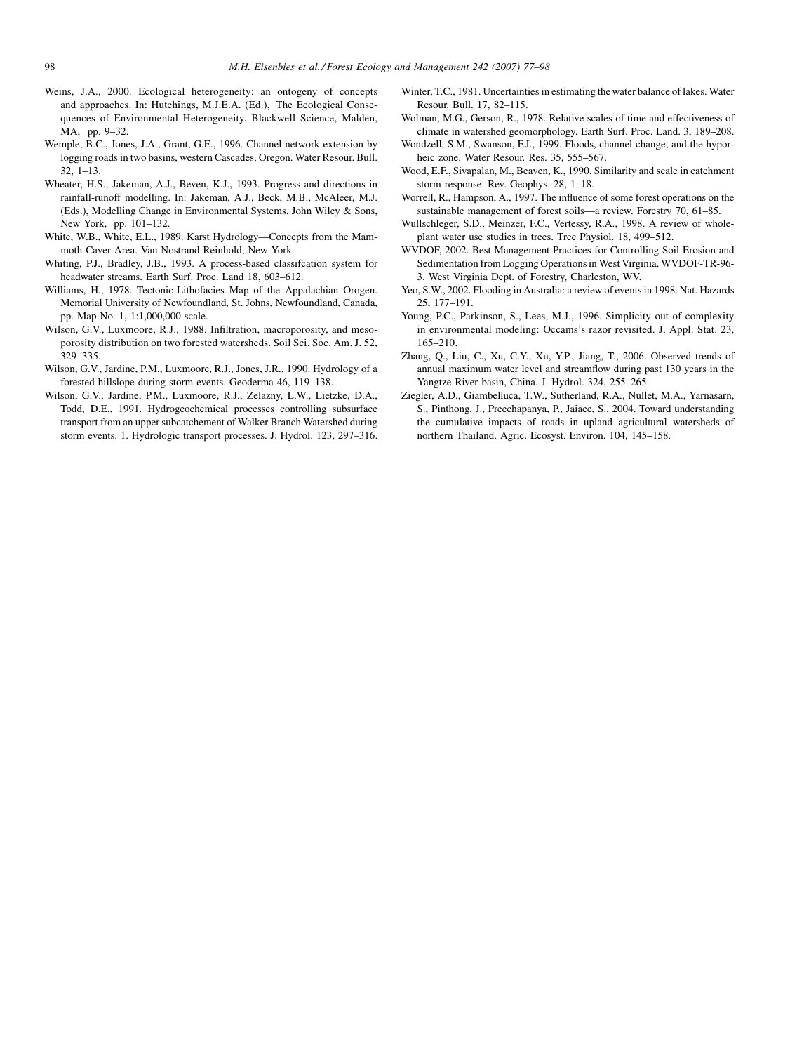Weins, J.A., 2000. Ecological heterogeneity: an ontogeny of concepts and approaches. In: Hutchings, M.J.E.A. (Ed.), The Ecological Consequences of Environmental Heterogeneity. Blackwell Science, Malden, MA, pp. 9–32.

Wemple, B.C., Jones, J.A., Grant, G.E., 1996. Channel network extension by logging roads in two basins, western Cascades, Oregon. Water Resour. Bull. 32, 1–13.

Wheater, H.S., Jakeman, A.J., Beven, K.J., 1993. Progress and directions in rainfall-runoff modelling. In: Jakeman, A.J., Beck, M.B., McAleer, M.J. (Eds.), Modelling Change in Environmental Systems. John Wiley & Sons, New York, pp. 101–132.

White, W.B., White, E.L., 1989. Karst Hydrology—Concepts from the Mammoth Caver Area. Van Nostrand Reinhold, New York.

Whiting, P.J., Bradley, J.B., 1993. A process-based classifcation system for headwater streams. Earth Surf. Proc. Land 18, 603–612.

Williams, H., 1978. Tectonic-Lithofacies Map of the Appalachian Orogen. Memorial University of Newfoundland, St. Johns, Newfoundland, Canada, pp. Map No. 1, 1:1,000,000 scale.

Wilson, G.V., Luxmoore, R.J., 1988. Infiltration, macroporosity, and mesoporosity distribution on two forested watersheds. Soil Sci. Soc. Am. J. 52, 329–335.

Wilson, G.V., Jardine, P.M., Luxmoore, R.J., Jones, J.R., 1990. Hydrology of a forested hillslope during storm events. Geoderma 46, 119–138.

Wilson, G.V., Jardine, P.M., Luxmoore, R.J., Zelazny, L.W., Lietzke, D.A., Todd, D.E., 1991. Hydrogeochemical processes controlling subsurface transport from an upper subcatchement of Walker Branch Watershed during storm events. 1. Hydrologic transport processes. J. Hydrol. 123, 297–316.

Winter, T.C., 1981. Uncertainties in estimating the water balance of lakes. Water Resour. Bull. 17, 82–115.

Wolman, M.G., Gerson, R., 1978. Relative scales of time and effectiveness of climate in watershed geomorphology. Earth Surf. Proc. Land. 3, 189–208.

Wondzell, S.M., Swanson, F.J., 1999. Floods, channel change, and the hyporheic zone. Water Resour. Res. 35, 555–567.

Wood, E.F., Sivapalan, M., Beaven, K., 1990. Similarity and scale in catchment storm response. Rev. Geophys. 28, 1–18.

Worrell, R., Hampson, A., 1997. The influence of some forest operations on the sustainable management of forest soils—a review. Forestry 70, 61–85.

Wullschleger, S.D., Meinzer, F.C., Vertessy, R.A., 1998. A review of whole-plant water use studies in trees. Tree Physiol. 18, 499–512.

WVDOF, 2002. Best Management Practices for Controlling Soil Erosion and Sedimentation from Logging Operations in West Virginia. WVDOF-TR-96-3. West Virginia Dept. of Forestry, Charleston, WV.

Yeo, S.W., 2002. Flooding in Australia: a review of events in 1998. Nat. Hazards 25, 177–191.

Young, P.C., Parkinson, S., Lees, M.J., 1996. Simplicity out of complexity in environmental modeling: Occams's razor revisited. J. Appl. Stat. 23, 165–210.

Zhang, Q., Liu, C., Xu, C.Y., Xu, Y.P., Jiang, T., 2006. Observed trends of annual maximum water level and streamflow during past 130 years in the Yangtze River basin, China. J. Hydrol. 324, 255–265.

Ziegler, A.D., Giambelluca, T.W., Sutherland, R.A., Nullet, M.A., Yarnasarn, S., Pinthong, J., Preechapanya, P., Jaiaee, S., 2004. Toward understanding the cumulative impacts of roads in upland agricultural watersheds of northern Thailand. Agric. Ecosyst. Environ. 104, 145–158.